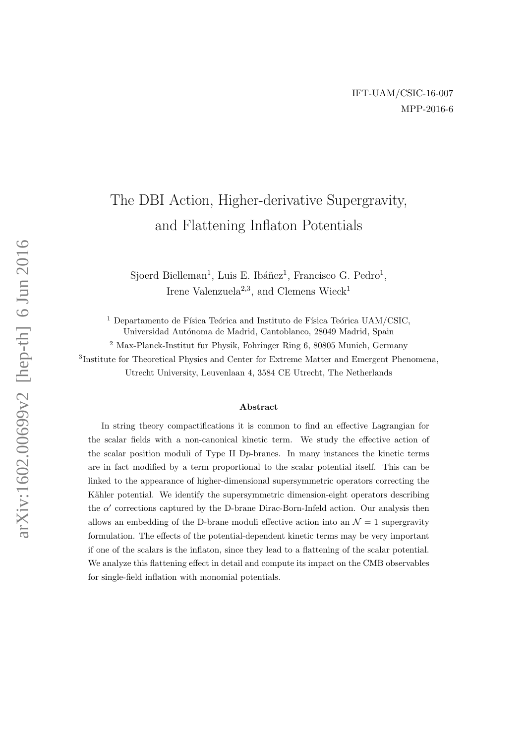IFT-UAM/CSIC-16-007

MPP-2016-6

# The DBI Action, Higher-derivative Supergravity, and Flattening Inflaton Potentials

Sjoerd Bielleman[1], Luis E. Ibáñez[1], Francisco G. Pedro[1], Irene Valenzuela[2,3], and Clemens Wieck[1]

[1] Departamento de Física Teórica and Instituto de Física Teórica UAM/CSIC, Universidad Autónoma de Madrid, Cantoblanco, 28049 Madrid, Spain

[2] Max-Planck-Institut fur Physik, Fohringer Ring 6, 80805 Munich, Germany

[3] Institute for Theoretical Physics and Center for Extreme Matter and Emergent Phenomena, Utrecht University, Leuvenlaan 4, 3584 CE Utrecht, The Netherlands

### Abstract

In string theory compactifications it is common to find an effective Lagrangian for the scalar fields with a non-canonical kinetic term. We study the effective action of the scalar position moduli of Type II D$p$-branes. In many instances the kinetic terms are in fact modified by a term proportional to the scalar potential itself. This can be linked to the appearance of higher-dimensional supersymmetric operators correcting the Kähler potential. We identify the supersymmetric dimension-eight operators describing the $\alpha'$ corrections captured by the D-brane Dirac-Born-Infeld action. Our analysis then allows an embedding of the D-brane moduli effective action into an $\mathcal{N} = 1$ supergravity formulation. The effects of the potential-dependent kinetic terms may be very important if one of the scalars is the inflaton, since they lead to a flattening of the scalar potential. We analyze this flattening effect in detail and compute its impact on the CMB observables for single-field inflation with monomial potentials.

arXiv:1602.00699v2 [hep-th] 6 Jun 2016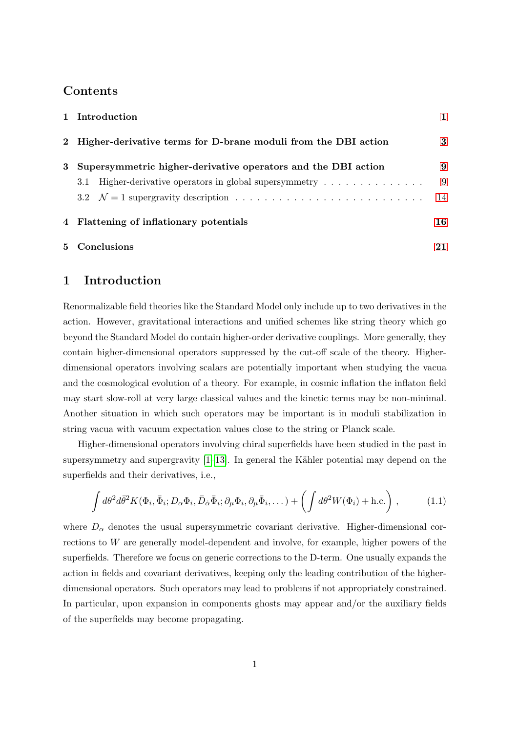## Contents

1 **Introduction** 1

2 **Higher-derivative terms for D-brane moduli from the DBI action** 3

3 **Supersymmetric higher-derivative operators and the DBI action** 9
- 3.1 Higher-derivative operators in global supersymmetry 9
- 3.2 $\mathcal{N}=1$ supergravity description 14

4 **Flattening of inflationary potentials** 16

5 **Conclusions** 21

# 1 Introduction

Renormalizable field theories like the Standard Model only include up to two derivatives in the action. However, gravitational interactions and unified schemes like string theory which go beyond the Standard Model do contain higher-order derivative couplings. More generally, they contain higher-dimensional operators suppressed by the cut-off scale of the theory. Higher-dimensional operators involving scalars are potentially important when studying the vacua and the cosmological evolution of a theory. For example, in cosmic inflation the inflaton field may start slow-roll at very large classical values and the kinetic terms may be non-minimal. Another situation in which such operators may be important is in moduli stabilization in string vacua with vacuum expectation values close to the string or Planck scale.

Higher-dimensional operators involving chiral superfields have been studied in the past in supersymmetry and supergravity [1–13]. In general the Kähler potential may depend on the superfields and their derivatives, i.e.,

$$\int d\theta^2 d\bar{\theta}^2 K(\Phi_i, \bar{\Phi}_i; D_\alpha \Phi_i, \bar{D}_{\dot{\alpha}} \bar{\Phi}_i; \partial_\mu \Phi_i, \partial_\mu \bar{\Phi}_i, \dots) + \left( \int d\theta^2 W(\Phi_i) + \text{h.c.} \right) , \tag{1.1}$$

where $D_\alpha$ denotes the usual supersymmetric covariant derivative. Higher-dimensional corrections to $W$ are generally model-dependent and involve, for example, higher powers of the superfields. Therefore we focus on generic corrections to the D-term. One usually expands the action in fields and covariant derivatives, keeping only the leading contribution of the higher-dimensional operators. Such operators may lead to problems if not appropriately constrained. In particular, upon expansion in components ghosts may appear and/or the auxiliary fields of the superfields may become propagating.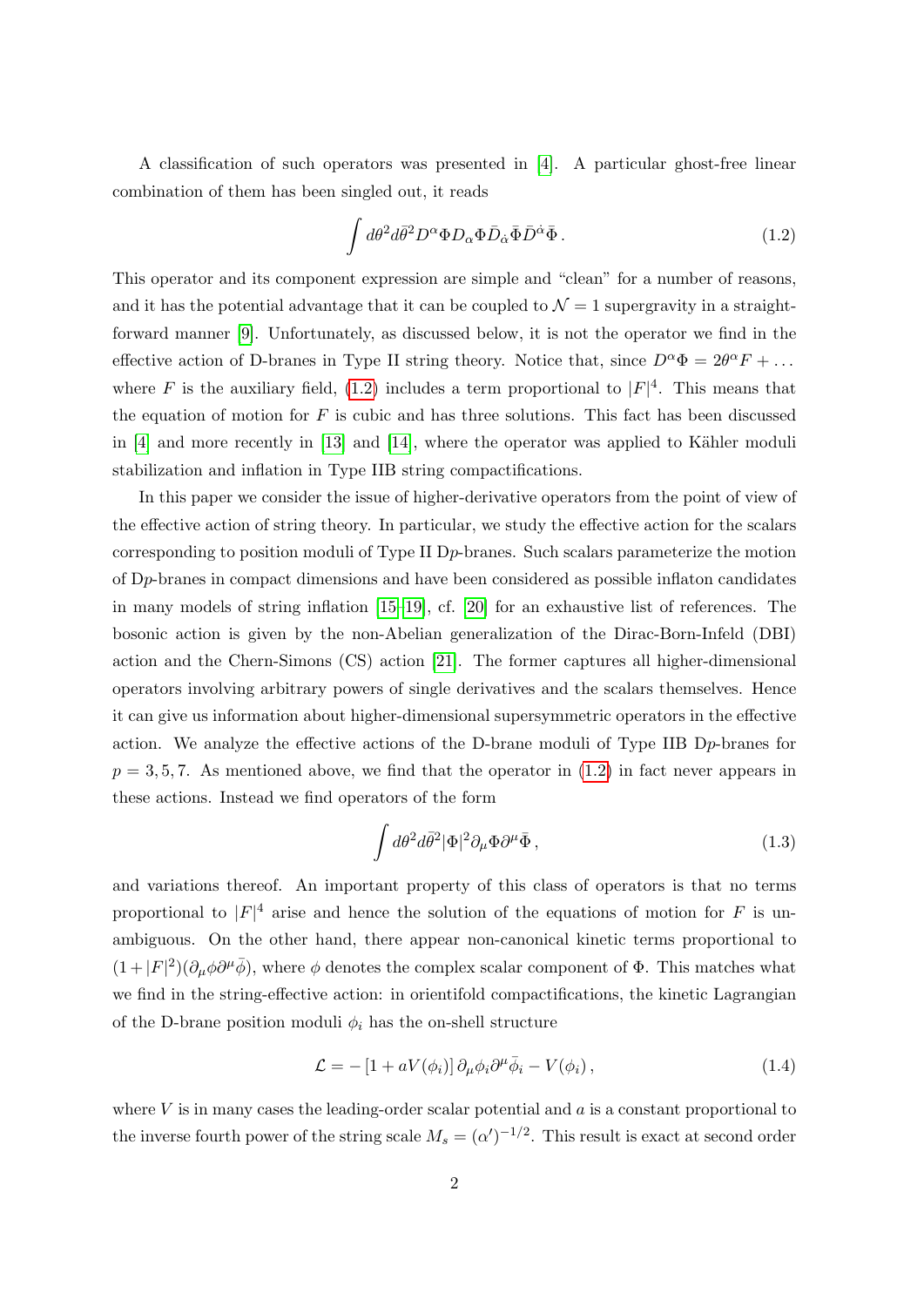A classification of such operators was presented in [4]. A particular ghost-free linear combination of them has been singled out, it reads

$$\int d\theta^2 d\bar{\theta}^2 D^\alpha \Phi D_\alpha \Phi \bar{D}_{\dot{\alpha}} \bar{\Phi} \bar{D}^{\dot{\alpha}} \bar{\Phi} \,. \tag{1.2}$$

This operator and its component expression are simple and "clean" for a number of reasons, and it has the potential advantage that it can be coupled to $\mathcal{N}=1$ supergravity in a straightforward manner [9]. Unfortunately, as discussed below, it is not the operator we find in the effective action of D-branes in Type II string theory. Notice that, since $D^\alpha \Phi = 2\theta^\alpha F + \dots$ where $F$ is the auxiliary field, (1.2) includes a term proportional to $|F|^4$. This means that the equation of motion for $F$ is cubic and has three solutions. This fact has been discussed in [4] and more recently in [13] and [14], where the operator was applied to Kähler moduli stabilization and inflation in Type IIB string compactifications.

In this paper we consider the issue of higher-derivative operators from the point of view of the effective action of string theory. In particular, we study the effective action for the scalars corresponding to position moduli of Type II D$p$-branes. Such scalars parameterize the motion of D$p$-branes in compact dimensions and have been considered as possible inflaton candidates in many models of string inflation [15–19], cf. [20] for an exhaustive list of references. The bosonic action is given by the non-Abelian generalization of the Dirac-Born-Infeld (DBI) action and the Chern-Simons (CS) action [21]. The former captures all higher-dimensional operators involving arbitrary powers of single derivatives and the scalars themselves. Hence it can give us information about higher-dimensional supersymmetric operators in the effective action. We analyze the effective actions of the D-brane moduli of Type IIB D$p$-branes for $p = 3, 5, 7$. As mentioned above, we find that the operator in (1.2) in fact never appears in these actions. Instead we find operators of the form

$$\int d\theta^2 d\bar{\theta}^2 |\Phi|^2 \partial_\mu \Phi \partial^\mu \bar{\Phi} \,, \tag{1.3}$$

and variations thereof. An important property of this class of operators is that no terms proportional to $|F|^4$ arise and hence the solution of the equations of motion for $F$ is unambiguous. On the other hand, there appear non-canonical kinetic terms proportional to $(1+|F|^2)(\partial_\mu \phi \partial^\mu \bar{\phi})$, where $\phi$ denotes the complex scalar component of $\Phi$. This matches what we find in the string-effective action: in orientifold compactifications, the kinetic Lagrangian of the D-brane position moduli $\phi_i$ has the on-shell structure

$$\mathcal{L} = -\left[1 + aV(\phi_i)\right] \partial_\mu \phi_i \partial^\mu \bar{\phi}_i - V(\phi_i) \,, \tag{1.4}$$

where $V$ is in many cases the leading-order scalar potential and $a$ is a constant proportional to the inverse fourth power of the string scale $M_s = (\alpha')^{-1/2}$. This result is exact at second order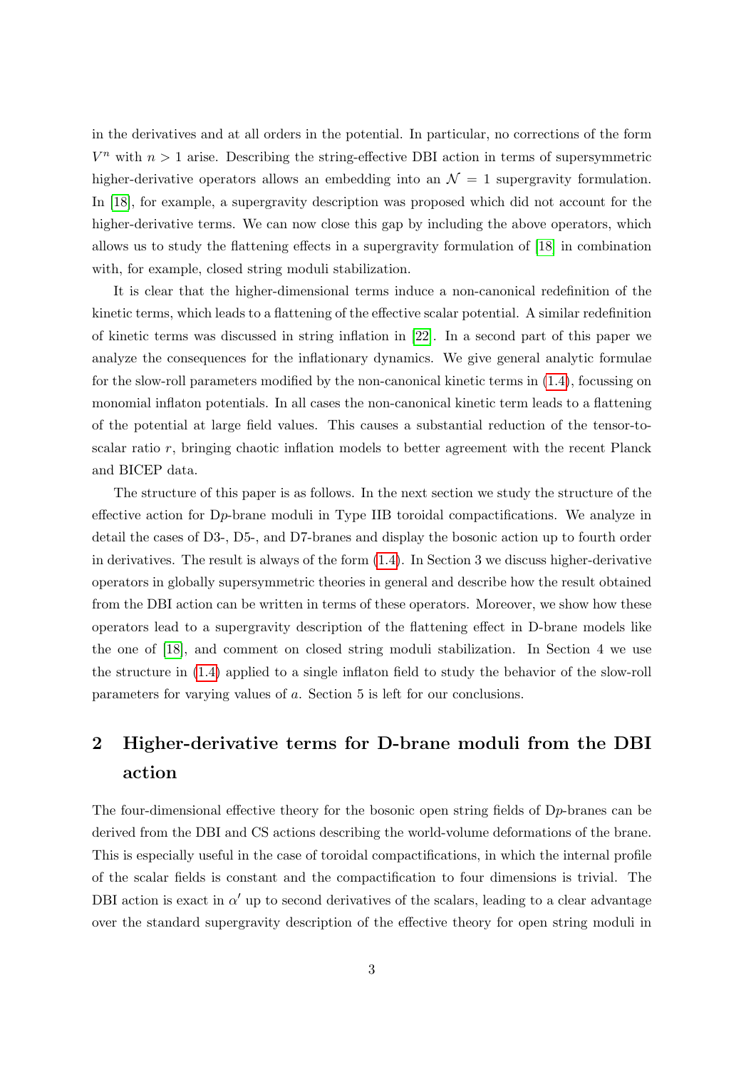in the derivatives and at all orders in the potential. In particular, no corrections of the form $V^n$ with $n > 1$ arise. Describing the string-effective DBI action in terms of supersymmetric higher-derivative operators allows an embedding into an $\mathcal{N} = 1$ supergravity formulation. In [18], for example, a supergravity description was proposed which did not account for the higher-derivative terms. We can now close this gap by including the above operators, which allows us to study the flattening effects in a supergravity formulation of [18] in combination with, for example, closed string moduli stabilization.

It is clear that the higher-dimensional terms induce a non-canonical redefinition of the kinetic terms, which leads to a flattening of the effective scalar potential. A similar redefinition of kinetic terms was discussed in string inflation in [22]. In a second part of this paper we analyze the consequences for the inflationary dynamics. We give general analytic formulae for the slow-roll parameters modified by the non-canonical kinetic terms in (1.4), focussing on monomial inflaton potentials. In all cases the non-canonical kinetic term leads to a flattening of the potential at large field values. This causes a substantial reduction of the tensor-to-scalar ratio $r$, bringing chaotic inflation models to better agreement with the recent Planck and BICEP data.

The structure of this paper is as follows. In the next section we study the structure of the effective action for D$p$-brane moduli in Type IIB toroidal compactifications. We analyze in detail the cases of D3-, D5-, and D7-branes and display the bosonic action up to fourth order in derivatives. The result is always of the form (1.4). In Section 3 we discuss higher-derivative operators in globally supersymmetric theories in general and describe how the result obtained from the DBI action can be written in terms of these operators. Moreover, we show how these operators lead to a supergravity description of the flattening effect in D-brane models like the one of [18], and comment on closed string moduli stabilization. In Section 4 we use the structure in (1.4) applied to a single inflaton field to study the behavior of the slow-roll parameters for varying values of $a$. Section 5 is left for our conclusions.

## 2 Higher-derivative terms for D-brane moduli from the DBI action

The four-dimensional effective theory for the bosonic open string fields of D$p$-branes can be derived from the DBI and CS actions describing the world-volume deformations of the brane. This is especially useful in the case of toroidal compactifications, in which the internal profile of the scalar fields is constant and the compactification to four dimensions is trivial. The DBI action is exact in $\alpha'$ up to second derivatives of the scalars, leading to a clear advantage over the standard supergravity description of the effective theory for open string moduli in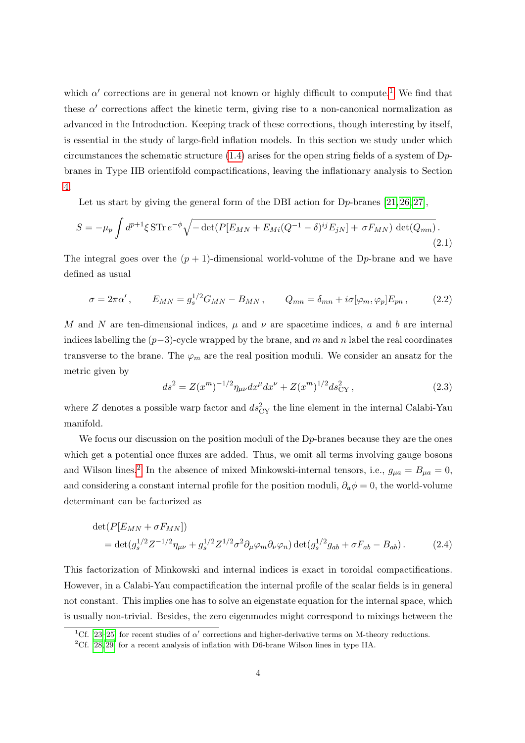which $\alpha'$ corrections are in general not known or highly difficult to compute.[1] We find that these $\alpha'$ corrections affect the kinetic term, giving rise to a non-canonical normalization as advanced in the Introduction. Keeping track of these corrections, though interesting by itself, is essential in the study of large-field inflation models. In this section we study under which circumstances the schematic structure (1.4) arises for the open string fields of a system of D$p$-branes in Type IIB orientifold compactifications, leaving the inflationary analysis to Section 4.

Let us start by giving the general form of the DBI action for D$p$-branes [21, 26, 27],

$$S = -\mu_p \int d^{p+1}\xi \, \mathrm{STr}\, e^{-\phi} \sqrt{-\det(P[E_{MN} + E_{Mi}(Q^{-1} - \delta)^{ij} E_{jN}] + \sigma F_{MN}) \, \det(Q_{mn})} \,. \tag{2.1}$$

The integral goes over the $(p+1)$-dimensional world-volume of the D$p$-brane and we have defined as usual

$$\sigma = 2\pi\alpha' \,, \qquad E_{MN} = g_s^{1/2} G_{MN} - B_{MN} \,, \qquad Q_{mn} = \delta_{mn} + i\sigma[\varphi_m, \varphi_p] E_{pn} \,, \tag{2.2}$$

$M$ and $N$ are ten-dimensional indices, $\mu$ and $\nu$ are spacetime indices, $a$ and $b$ are internal indices labelling the $(p-3)$-cycle wrapped by the brane, and $m$ and $n$ label the real coordinates transverse to the brane. The $\varphi_m$ are the real position moduli. We consider an ansatz for the metric given by

$$ds^2 = Z(x^m)^{-1/2} \eta_{\mu\nu} dx^\mu dx^\nu + Z(x^m)^{1/2} ds^2_{\mathrm{CY}} \,, \tag{2.3}$$

where $Z$ denotes a possible warp factor and $ds^2_{\mathrm{CY}}$ the line element in the internal Calabi-Yau manifold.

We focus our discussion on the position moduli of the D$p$-branes because they are the ones which get a potential once fluxes are added. Thus, we omit all terms involving gauge bosons and Wilson lines.[2] In the absence of mixed Minkowski-internal tensors, i.e., $g_{\mu a} = B_{\mu a} = 0$, and considering a constant internal profile for the position moduli, $\partial_a \phi = 0$, the world-volume determinant can be factorized as

$$\begin{aligned} &\det(P[E_{MN} + \sigma F_{MN}]) \\ &= \det(g_s^{1/2} Z^{-1/2} \eta_{\mu\nu} + g_s^{1/2} Z^{1/2} \sigma^2 \partial_\mu \varphi_m \partial_\nu \varphi_n) \det(g_s^{1/2} g_{ab} + \sigma F_{ab} - B_{ab}) \,. \end{aligned} \tag{2.4}$$

This factorization of Minkowski and internal indices is exact in toroidal compactifications. However, in a Calabi-Yau compactification the internal profile of the scalar fields is in general not constant. This implies one has to solve an eigenstate equation for the internal space, which is usually non-trivial. Besides, the zero eigenmodes might correspond to mixings between the

[1] Cf. [23–25] for recent studies of $\alpha'$ corrections and higher-derivative terms on M-theory reductions.

[2] Cf. [28, 29] for a recent analysis of inflation with D6-brane Wilson lines in type IIA.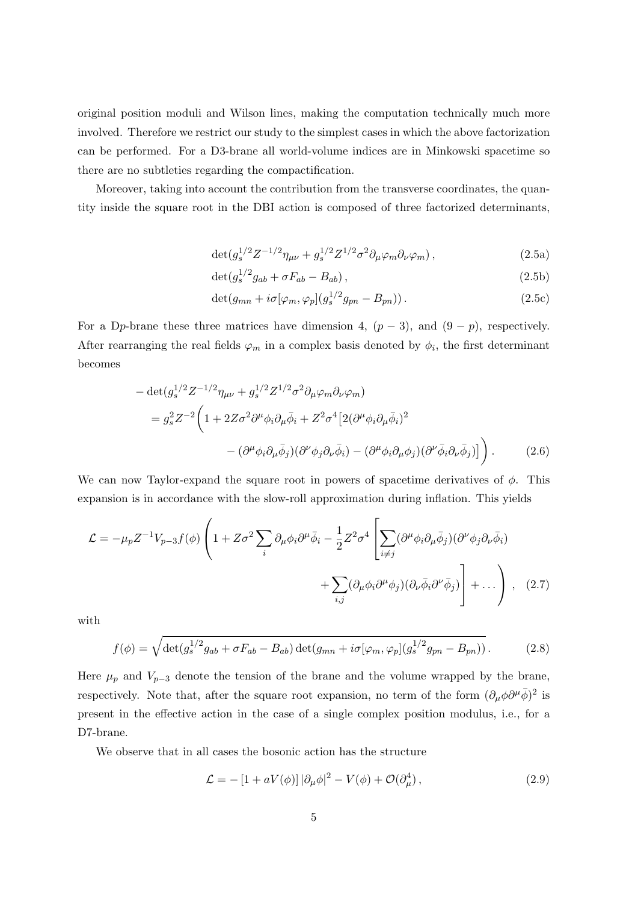original position moduli and Wilson lines, making the computation technically much more involved. Therefore we restrict our study to the simplest cases in which the above factorization can be performed. For a D3-brane all world-volume indices are in Minkowski spacetime so there are no subtleties regarding the compactification.

Moreover, taking into account the contribution from the transverse coordinates, the quantity inside the square root in the DBI action is composed of three factorized determinants,

$$\det(g_s^{1/2} Z^{-1/2} \eta_{\mu\nu} + g_s^{1/2} Z^{1/2} \sigma^2 \partial_\mu \varphi_m \partial_\nu \varphi_m)\,, \tag{2.5a}$$

$$\det(g_s^{1/2} g_{ab} + \sigma F_{ab} - B_{ab})\,, \tag{2.5b}$$

$$\det(g_{mn} + i\sigma[\varphi_m, \varphi_p](g_s^{1/2} g_{pn} - B_{pn}))\,. \tag{2.5c}$$

For a D$p$-brane these three matrices have dimension 4, $(p-3)$, and $(9-p)$, respectively. After rearranging the real fields $\varphi_m$ in a complex basis denoted by $\phi_i$, the first determinant becomes

$$\begin{aligned}
&-\det(g_s^{1/2} Z^{-1/2} \eta_{\mu\nu} + g_s^{1/2} Z^{1/2} \sigma^2 \partial_\mu \varphi_m \partial_\nu \varphi_m) \\
&= g_s^2 Z^{-2} \bigg( 1 + 2Z\sigma^2 \partial^\mu \phi_i \partial_\mu \bar{\phi}_i + Z^2 \sigma^4 \big[ 2(\partial^\mu \phi_i \partial_\mu \bar{\phi}_i)^2 \\
&\qquad - (\partial^\mu \phi_i \partial_\mu \bar{\phi}_j)(\partial^\nu \phi_j \partial_\nu \bar{\phi}_i) - (\partial^\mu \phi_i \partial_\mu \phi_j)(\partial^\nu \bar{\phi}_i \partial_\nu \bar{\phi}_j) \big] \bigg)\,.
\end{aligned} \tag{2.6}$$

We can now Taylor-expand the square root in powers of spacetime derivatives of $\phi$. This expansion is in accordance with the slow-roll approximation during inflation. This yields

$$\begin{aligned}
\mathcal{L} = -\mu_p Z^{-1} V_{p-3} f(\phi) \Bigg( 1 + Z\sigma^2 \sum_i \partial_\mu \phi_i \partial^\mu \bar{\phi}_i - \frac{1}{2} Z^2 \sigma^4 \Bigg[ &\sum_{i \neq j} (\partial^\mu \phi_i \partial_\mu \bar{\phi}_j)(\partial^\nu \phi_j \partial_\nu \bar{\phi}_i) \\
&+ \sum_{i,j} (\partial_\mu \phi_i \partial^\mu \phi_j)(\partial_\nu \bar{\phi}_i \partial^\nu \bar{\phi}_j) \Bigg] + \ldots \Bigg)\,,
\end{aligned} \tag{2.7}$$

with

$$f(\phi) = \sqrt{\det(g_s^{1/2} g_{ab} + \sigma F_{ab} - B_{ab}) \det(g_{mn} + i\sigma[\varphi_m, \varphi_p](g_s^{1/2} g_{pn} - B_{pn}))}\,. \tag{2.8}$$

Here $\mu_p$ and $V_{p-3}$ denote the tension of the brane and the volume wrapped by the brane, respectively. Note that, after the square root expansion, no term of the form $(\partial_\mu \phi \partial^\mu \bar{\phi})^2$ is present in the effective action in the case of a single complex position modulus, i.e., for a D7-brane.

We observe that in all cases the bosonic action has the structure

$$\mathcal{L} = -\left[1 + aV(\phi)\right] |\partial_\mu \phi|^2 - V(\phi) + \mathcal{O}(\partial_\mu^4)\,, \tag{2.9}$$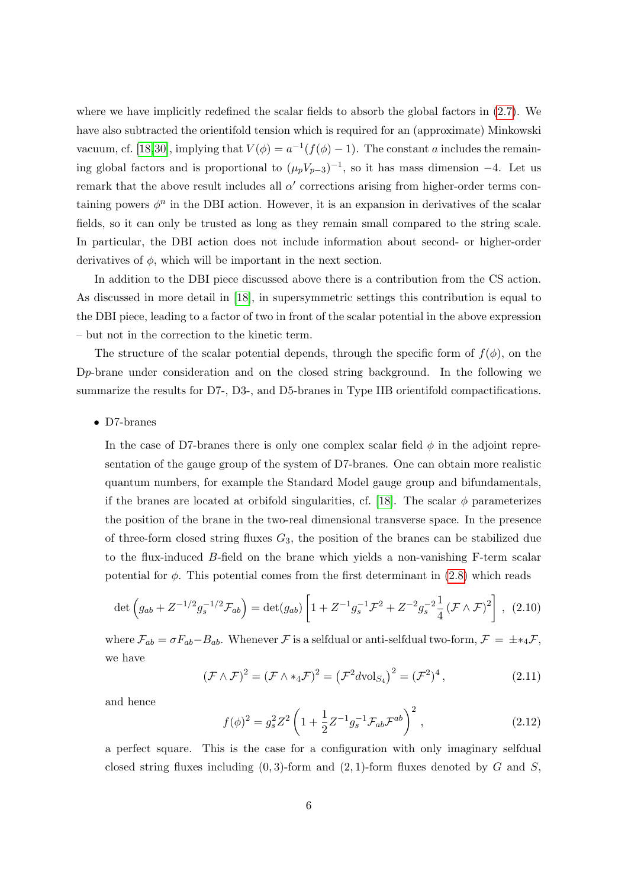where we have implicitly redefined the scalar fields to absorb the global factors in (2.7). We have also subtracted the orientifold tension which is required for an (approximate) Minkowski vacuum, cf. [18,30], implying that $V(\phi) = a^{-1}(f(\phi) - 1)$. The constant $a$ includes the remaining global factors and is proportional to $(\mu_p V_{p-3})^{-1}$, so it has mass dimension $-4$. Let us remark that the above result includes all $\alpha'$ corrections arising from higher-order terms containing powers $\phi^n$ in the DBI action. However, it is an expansion in derivatives of the scalar fields, so it can only be trusted as long as they remain small compared to the string scale. In particular, the DBI action does not include information about second- or higher-order derivatives of $\phi$, which will be important in the next section.

In addition to the DBI piece discussed above there is a contribution from the CS action. As discussed in more detail in [18], in supersymmetric settings this contribution is equal to the DBI piece, leading to a factor of two in front of the scalar potential in the above expression – but not in the correction to the kinetic term.

The structure of the scalar potential depends, through the specific form of $f(\phi)$, on the D$p$-brane under consideration and on the closed string background. In the following we summarize the results for D7-, D3-, and D5-branes in Type IIB orientifold compactifications.

- D7-branes

  In the case of D7-branes there is only one complex scalar field $\phi$ in the adjoint representation of the gauge group of the system of D7-branes. One can obtain more realistic quantum numbers, for example the Standard Model gauge group and bifundamentals, if the branes are located at orbifold singularities, cf. [18]. The scalar $\phi$ parameterizes the position of the brane in the two-real dimensional transverse space. In the presence of three-form closed string fluxes $G_3$, the position of the branes can be stabilized due to the flux-induced $B$-field on the brane which yields a non-vanishing F-term scalar potential for $\phi$. This potential comes from the first determinant in (2.8) which reads

$$\det\left(g_{ab} + Z^{-1/2} g_s^{-1/2} \mathcal{F}_{ab}\right) = \det(g_{ab}) \left[1 + Z^{-1} g_s^{-1} \mathcal{F}^2 + Z^{-2} g_s^{-2} \frac{1}{4} \left(\mathcal{F} \wedge \mathcal{F}\right)^2\right] , \quad (2.10)$$

  where $\mathcal{F}_{ab} = \sigma F_{ab} - B_{ab}$. Whenever $\mathcal{F}$ is a selfdual or anti-selfdual two-form, $\mathcal{F} = \pm *_4 \mathcal{F}$, we have

$$(\mathcal{F} \wedge \mathcal{F})^2 = (\mathcal{F} \wedge *_4 \mathcal{F})^2 = \left(\mathcal{F}^2 \mathrm{dvol}_{S_4}\right)^2 = (\mathcal{F}^2)^4 , \quad (2.11)$$

  and hence

$$f(\phi)^2 = g_s^2 Z^2 \left(1 + \frac{1}{2} Z^{-1} g_s^{-1} \mathcal{F}_{ab} \mathcal{F}^{ab}\right)^2 , \quad (2.12)$$

  a perfect square. This is the case for a configuration with only imaginary selfdual closed string fluxes including $(0,3)$-form and $(2,1)$-form fluxes denoted by $G$ and $S$,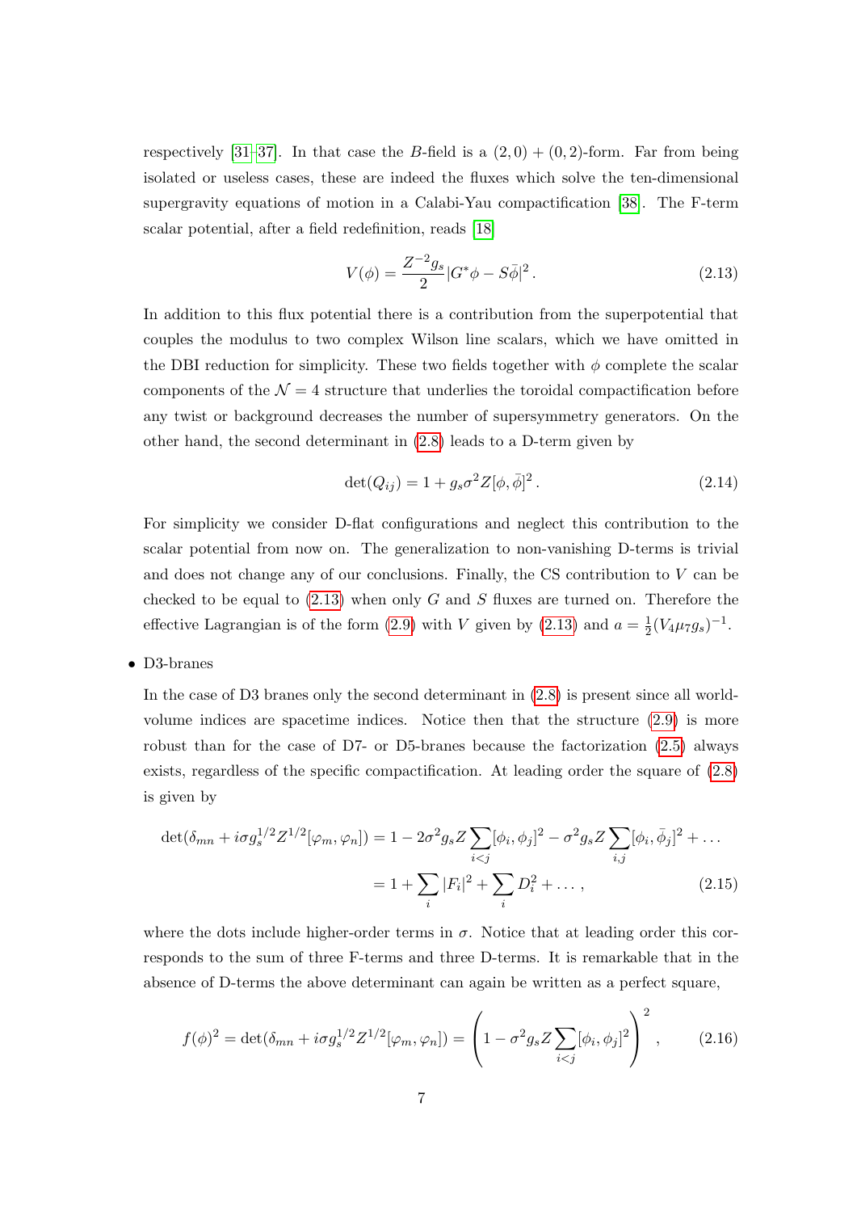respectively [31–37]. In that case the $B$-field is a $(2,0)+(0,2)$-form. Far from being isolated or useless cases, these are indeed the fluxes which solve the ten-dimensional supergravity equations of motion in a Calabi-Yau compactification [38]. The F-term scalar potential, after a field redefinition, reads [18]

$$V(\phi) = \frac{Z^{-2}g_s}{2}|G^*\phi - S\bar{\phi}|^2 \,. \tag{2.13}$$

In addition to this flux potential there is a contribution from the superpotential that couples the modulus to two complex Wilson line scalars, which we have omitted in the DBI reduction for simplicity. These two fields together with $\phi$ complete the scalar components of the $\mathcal{N}=4$ structure that underlies the toroidal compactification before any twist or background decreases the number of supersymmetry generators. On the other hand, the second determinant in (2.8) leads to a D-term given by

$$\det(Q_{ij}) = 1 + g_s\sigma^2 Z[\phi,\bar{\phi}]^2 \,. \tag{2.14}$$

For simplicity we consider D-flat configurations and neglect this contribution to the scalar potential from now on. The generalization to non-vanishing D-terms is trivial and does not change any of our conclusions. Finally, the CS contribution to $V$ can be checked to be equal to (2.13) when only $G$ and $S$ fluxes are turned on. Therefore the effective Lagrangian is of the form (2.9) with $V$ given by (2.13) and $a = \frac{1}{2}(V_4\mu_7 g_s)^{-1}$.

- D3-branes

  In the case of D3 branes only the second determinant in (2.8) is present since all world-volume indices are spacetime indices. Notice then that the structure (2.9) is more robust than for the case of D7- or D5-branes because the factorization (2.5) always exists, regardless of the specific compactification. At leading order the square of (2.8) is given by

$$\begin{aligned}\det(\delta_{mn} + i\sigma g_s^{1/2}Z^{1/2}[\varphi_m,\varphi_n]) &= 1 - 2\sigma^2 g_s Z\sum_{i<j}[\phi_i,\phi_j]^2 - \sigma^2 g_s Z\sum_{i,j}[\phi_i,\bar{\phi}_j]^2 + \ldots \\ &= 1 + \sum_i |F_i|^2 + \sum_i D_i^2 + \ldots\,,\end{aligned} \tag{2.15}$$

  where the dots include higher-order terms in $\sigma$. Notice that at leading order this corresponds to the sum of three F-terms and three D-terms. It is remarkable that in the absence of D-terms the above determinant can again be written as a perfect square,

$$f(\phi)^2 = \det(\delta_{mn} + i\sigma g_s^{1/2}Z^{1/2}[\varphi_m,\varphi_n]) = \left(1 - \sigma^2 g_s Z\sum_{i<j}[\phi_i,\phi_j]^2\right)^2 \,, \tag{2.16}$$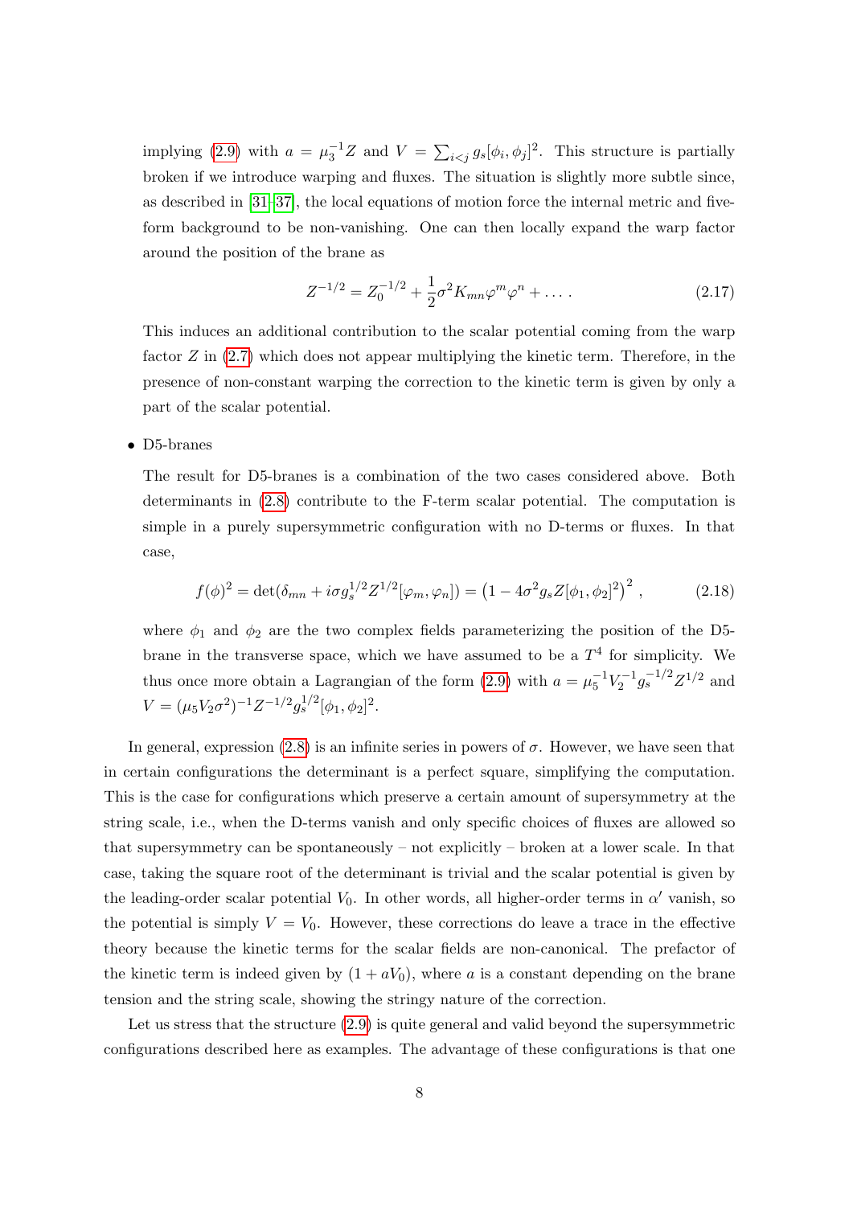implying (2.9) with $a = \mu_3^{-1} Z$ and $V = \sum_{i<j} g_s [\phi_i, \phi_j]^2$. This structure is partially broken if we introduce warping and fluxes. The situation is slightly more subtle since, as described in [31]–[37], the local equations of motion force the internal metric and five-form background to be non-vanishing. One can then locally expand the warp factor around the position of the brane as

$$Z^{-1/2} = Z_0^{-1/2} + \frac{1}{2}\sigma^2 K_{mn}\varphi^m\varphi^n + \dots \,. \tag{2.17}$$

This induces an additional contribution to the scalar potential coming from the warp factor $Z$ in (2.7) which does not appear multiplying the kinetic term. Therefore, in the presence of non-constant warping the correction to the kinetic term is given by only a part of the scalar potential.

- D5-branes

  The result for D5-branes is a combination of the two cases considered above. Both determinants in (2.8) contribute to the F-term scalar potential. The computation is simple in a purely supersymmetric configuration with no D-terms or fluxes. In that case,

$$f(\phi)^2 = \det(\delta_{mn} + i\sigma g_s^{1/2} Z^{1/2}[\varphi_m, \varphi_n]) = \left(1 - 4\sigma^2 g_s Z [\phi_1, \phi_2]^2\right)^2 \,, \tag{2.18}$$

  where $\phi_1$ and $\phi_2$ are the two complex fields parameterizing the position of the D5-brane in the transverse space, which we have assumed to be a $T^4$ for simplicity. We thus once more obtain a Lagrangian of the form (2.9) with $a = \mu_5^{-1} V_2^{-1} g_s^{-1/2} Z^{1/2}$ and $V = (\mu_5 V_2 \sigma^2)^{-1} Z^{-1/2} g_s^{1/2} [\phi_1, \phi_2]^2$.

In general, expression (2.8) is an infinite series in powers of $\sigma$. However, we have seen that in certain configurations the determinant is a perfect square, simplifying the computation. This is the case for configurations which preserve a certain amount of supersymmetry at the string scale, i.e., when the D-terms vanish and only specific choices of fluxes are allowed so that supersymmetry can be spontaneously – not explicitly – broken at a lower scale. In that case, taking the square root of the determinant is trivial and the scalar potential is given by the leading-order scalar potential $V_0$. In other words, all higher-order terms in $\alpha'$ vanish, so the potential is simply $V = V_0$. However, these corrections do leave a trace in the effective theory because the kinetic terms for the scalar fields are non-canonical. The prefactor of the kinetic term is indeed given by $(1 + aV_0)$, where $a$ is a constant depending on the brane tension and the string scale, showing the stringy nature of the correction.

Let us stress that the structure (2.9) is quite general and valid beyond the supersymmetric configurations described here as examples. The advantage of these configurations is that one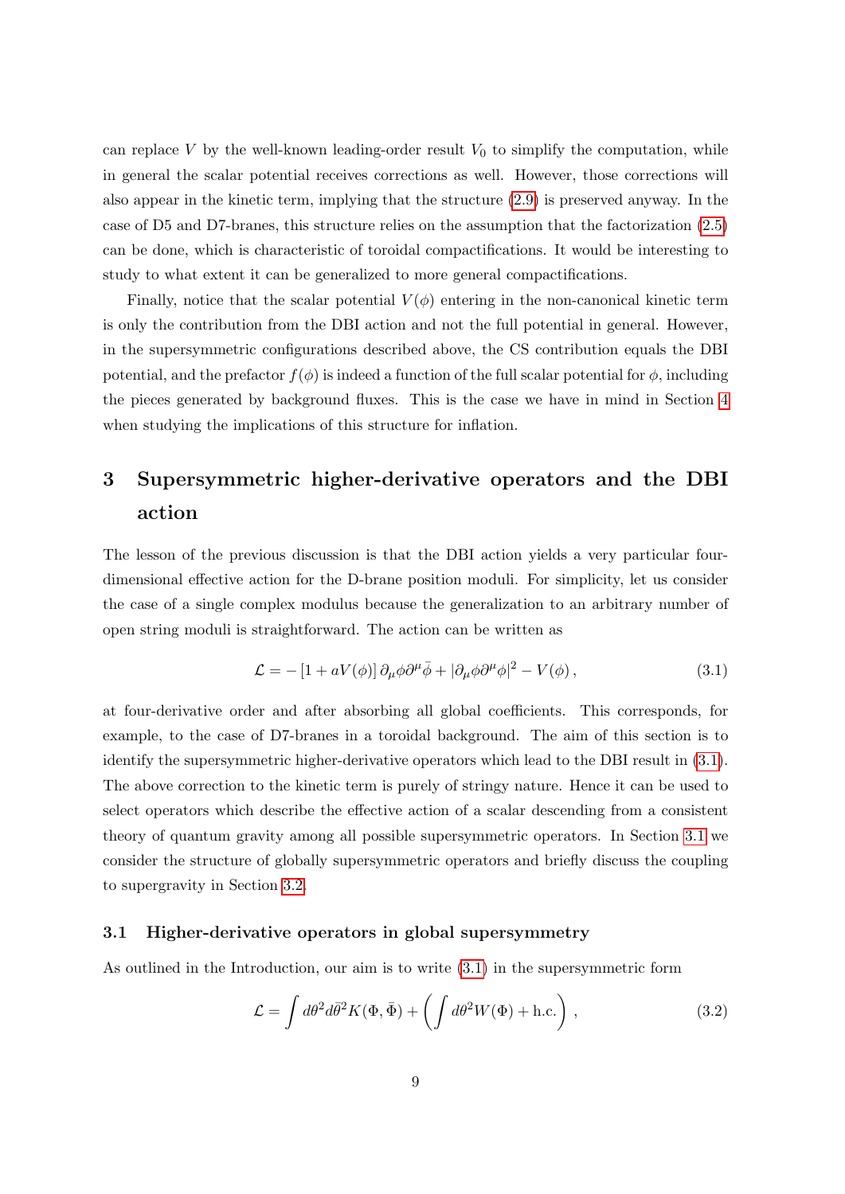can replace $V$ by the well-known leading-order result $V_0$ to simplify the computation, while in general the scalar potential receives corrections as well. However, those corrections will also appear in the kinetic term, implying that the structure (2.9) is preserved anyway. In the case of D5 and D7-branes, this structure relies on the assumption that the factorization (2.5) can be done, which is characteristic of toroidal compactifications. It would be interesting to study to what extent it can be generalized to more general compactifications.

Finally, notice that the scalar potential $V(\phi)$ entering in the non-canonical kinetic term is only the contribution from the DBI action and not the full potential in general. However, in the supersymmetric configurations described above, the CS contribution equals the DBI potential, and the prefactor $f(\phi)$ is indeed a function of the full scalar potential for $\phi$, including the pieces generated by background fluxes. This is the case we have in mind in Section 4 when studying the implications of this structure for inflation.

# 3 Supersymmetric higher-derivative operators and the DBI action

The lesson of the previous discussion is that the DBI action yields a very particular four-dimensional effective action for the D-brane position moduli. For simplicity, let us consider the case of a single complex modulus because the generalization to an arbitrary number of open string moduli is straightforward. The action can be written as

$$\mathcal{L} = -\left[1 + aV(\phi)\right]\partial_\mu\phi\partial^\mu\bar{\phi} + |\partial_\mu\phi\partial^\mu\phi|^2 - V(\phi)\,, \tag{3.1}$$

at four-derivative order and after absorbing all global coefficients. This corresponds, for example, to the case of D7-branes in a toroidal background. The aim of this section is to identify the supersymmetric higher-derivative operators which lead to the DBI result in (3.1). The above correction to the kinetic term is purely of stringy nature. Hence it can be used to select operators which describe the effective action of a scalar descending from a consistent theory of quantum gravity among all possible supersymmetric operators. In Section 3.1 we consider the structure of globally supersymmetric operators and briefly discuss the coupling to supergravity in Section 3.2.

## 3.1 Higher-derivative operators in global supersymmetry

As outlined in the Introduction, our aim is to write (3.1) in the supersymmetric form

$$\mathcal{L} = \int d\theta^2 d\bar{\theta}^2 K(\Phi,\bar{\Phi}) + \left(\int d\theta^2 W(\Phi) + \text{h.c.}\right)\,, \tag{3.2}$$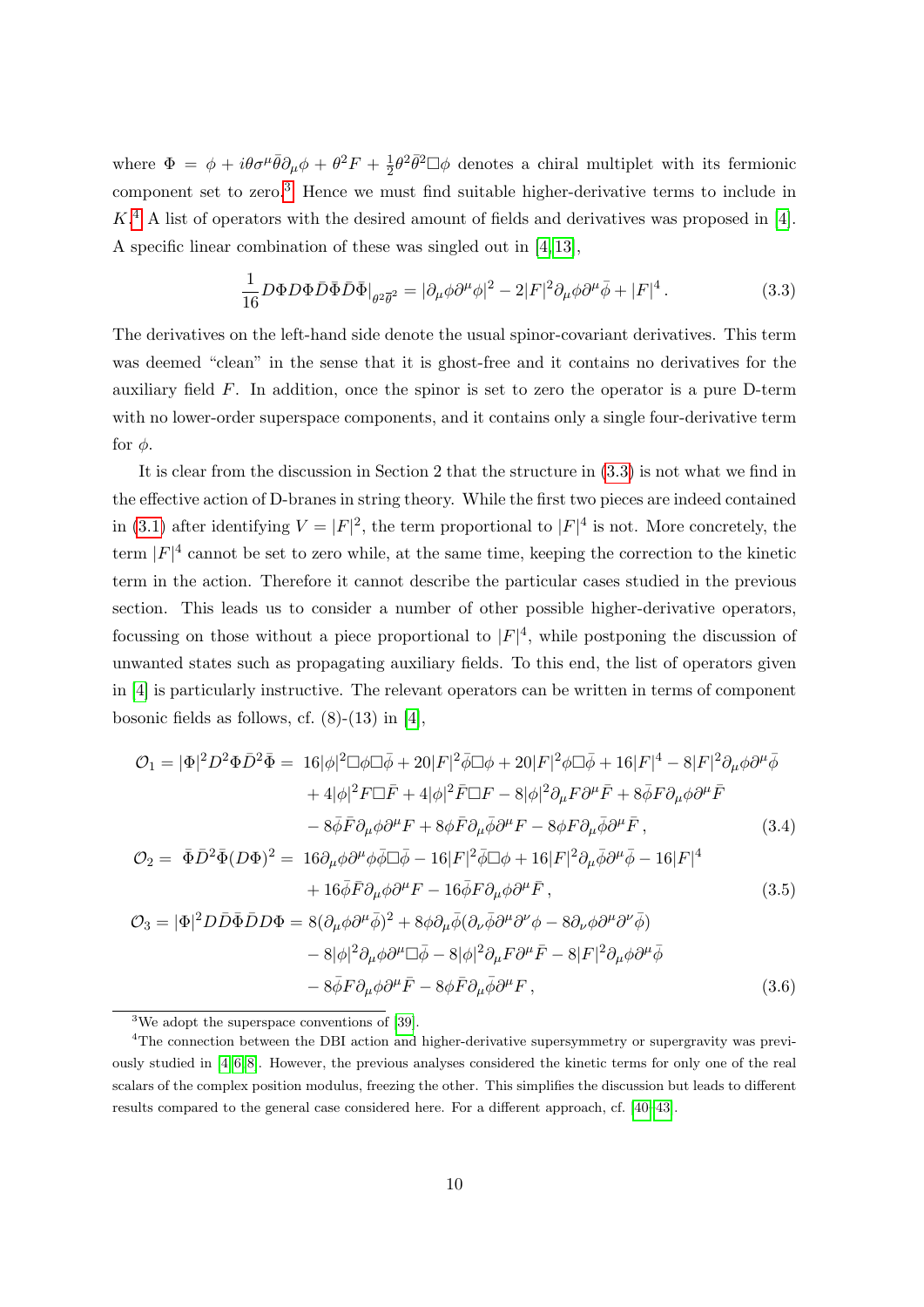where $\Phi = \phi + i\theta\sigma^\mu\bar{\theta}\partial_\mu\phi + \theta^2 F + \frac{1}{2}\theta^2\bar{\theta}^2\Box\phi$ denotes a chiral multiplet with its fermionic component set to zero.[3] Hence we must find suitable higher-derivative terms to include in $K$.[4] A list of operators with the desired amount of fields and derivatives was proposed in [4]. A specific linear combination of these was singled out in [4,13],

$$\frac{1}{16}D\Phi D\Phi\bar{D}\bar{\Phi}\bar{D}\bar{\Phi}\big|_{\theta^2\bar{\theta}^2} = |\partial_\mu\phi\partial^\mu\phi|^2 - 2|F|^2\partial_\mu\phi\partial^\mu\bar{\phi} + |F|^4\,. \tag{3.3}$$

The derivatives on the left-hand side denote the usual spinor-covariant derivatives. This term was deemed "clean" in the sense that it is ghost-free and it contains no derivatives for the auxiliary field $F$. In addition, once the spinor is set to zero the operator is a pure D-term with no lower-order superspace components, and it contains only a single four-derivative term for $\phi$.

It is clear from the discussion in Section 2 that the structure in (3.3) is not what we find in the effective action of D-branes in string theory. While the first two pieces are indeed contained in (3.1) after identifying $V = |F|^2$, the term proportional to $|F|^4$ is not. More concretely, the term $|F|^4$ cannot be set to zero while, at the same time, keeping the correction to the kinetic term in the action. Therefore it cannot describe the particular cases studied in the previous section. This leads us to consider a number of other possible higher-derivative operators, focussing on those without a piece proportional to $|F|^4$, while postponing the discussion of unwanted states such as propagating auxiliary fields. To this end, the list of operators given in [4] is particularly instructive. The relevant operators can be written in terms of component bosonic fields as follows, cf. (8)-(13) in [4],

$$\begin{aligned}
\mathcal{O}_1 = |\Phi|^2 D^2\Phi\bar{D}^2\bar{\Phi} =\ & 16|\phi|^2\Box\phi\Box\bar{\phi} + 20|F|^2\bar{\phi}\Box\phi + 20|F|^2\phi\Box\bar{\phi} + 16|F|^4 - 8|F|^2\partial_\mu\phi\partial^\mu\bar{\phi} \\
& + 4|\phi|^2F\Box\bar{F} + 4|\phi|^2\bar{F}\Box F - 8|\phi|^2\partial_\mu F\partial^\mu\bar{F} + 8\bar{\phi}F\partial_\mu\phi\partial^\mu\bar{F} \\
& - 8\bar{\phi}\bar{F}\partial_\mu\phi\partial^\mu F + 8\phi\bar{F}\partial_\mu\bar{\phi}\partial^\mu F - 8\phi F\partial_\mu\bar{\phi}\partial^\mu\bar{F}\,,
\end{aligned} \tag{3.4}$$

$$\begin{aligned}
\mathcal{O}_2 = \bar{\Phi}\bar{D}^2\bar{\Phi}(D\Phi)^2 =\ & 16\partial_\mu\phi\partial^\mu\phi\bar{\phi}\Box\bar{\phi} - 16|F|^2\bar{\phi}\Box\phi + 16|F|^2\partial_\mu\bar{\phi}\partial^\mu\bar{\phi} - 16|F|^4 \\
& + 16\bar{\phi}\bar{F}\partial_\mu\phi\partial^\mu F - 16\bar{\phi}F\partial_\mu\phi\partial^\mu\bar{F}\,,
\end{aligned} \tag{3.5}$$

$$\begin{aligned}
\mathcal{O}_3 = |\Phi|^2 D\bar{D}\bar{\Phi}\bar{D}D\Phi =\ & 8(\partial_\mu\phi\partial^\mu\bar{\phi})^2 + 8\phi\partial_\mu\bar{\phi}(\partial_\nu\bar{\phi}\partial^\mu\partial^\nu\phi - 8\partial_\nu\phi\partial^\mu\partial^\nu\bar{\phi}) \\
& - 8|\phi|^2\partial_\mu\phi\partial^\mu\Box\bar{\phi} - 8|\phi|^2\partial_\mu F\partial^\mu\bar{F} - 8|F|^2\partial_\mu\phi\partial^\mu\bar{\phi} \\
& - 8\bar{\phi}F\partial_\mu\phi\partial^\mu\bar{F} - 8\phi\bar{F}\partial_\mu\bar{\phi}\partial^\mu F\,,
\end{aligned} \tag{3.6}$$

---

[3] We adopt the superspace conventions of [39].

[4] The connection between the DBI action and higher-derivative supersymmetry or supergravity was previously studied in [4,6,8]. However, the previous analyses considered the kinetic terms for only one of the real scalars of the complex position modulus, freezing the other. This simplifies the discussion but leads to different results compared to the general case considered here. For a different approach, cf. [40–43].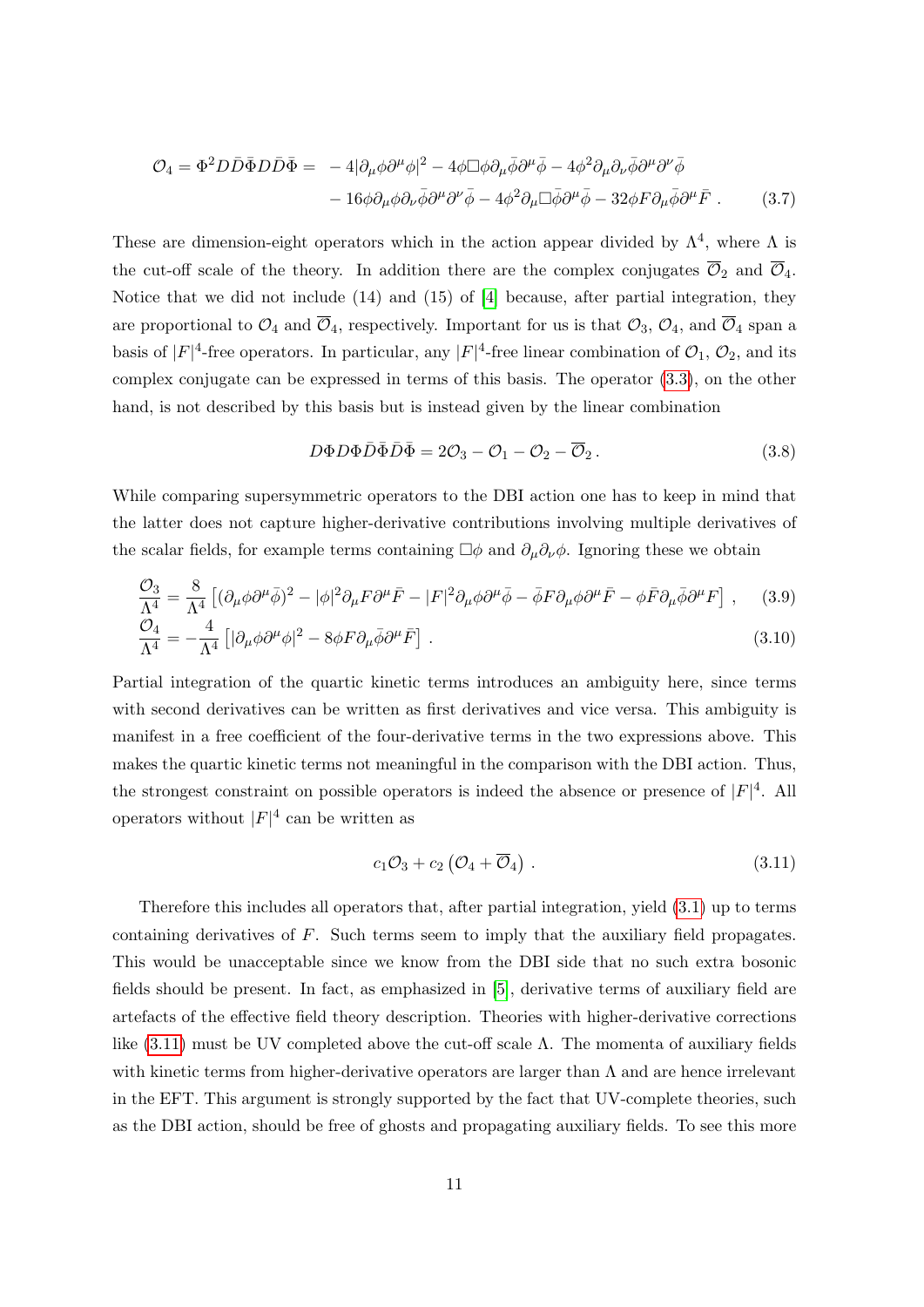$$
\begin{aligned}
\mathcal{O}_4 = \Phi^2 D\bar{D}\bar{\Phi} D\bar{D}\bar{\Phi} = & -4|\partial_\mu\phi\partial^\mu\phi|^2 - 4\phi\Box\phi\partial_\mu\bar{\phi}\partial^\mu\bar{\phi} - 4\phi^2\partial_\mu\partial_\nu\bar{\phi}\partial^\mu\partial^\nu\bar{\phi} \\
& - 16\phi\partial_\mu\phi\partial_\nu\bar{\phi}\partial^\mu\partial^\nu\bar{\phi} - 4\phi^2\partial_\mu\Box\bar{\phi}\partial^\mu\bar{\phi} - 32\phi F\partial_\mu\bar{\phi}\partial^\mu\bar{F} \ . \qquad (3.7)
\end{aligned}
$$

These are dimension-eight operators which in the action appear divided by $\Lambda^4$, where $\Lambda$ is the cut-off scale of the theory. In addition there are the complex conjugates $\overline{\mathcal{O}}_2$ and $\overline{\mathcal{O}}_4$. Notice that we did not include (14) and (15) of [4] because, after partial integration, they are proportional to $\mathcal{O}_4$ and $\overline{\mathcal{O}}_4$, respectively. Important for us is that $\mathcal{O}_3$, $\mathcal{O}_4$, and $\overline{\mathcal{O}}_4$ span a basis of $|F|^4$-free operators. In particular, any $|F|^4$-free linear combination of $\mathcal{O}_1$, $\mathcal{O}_2$, and its complex conjugate can be expressed in terms of this basis. The operator (3.3), on the other hand, is not described by this basis but is instead given by the linear combination

$$
D\Phi D\Phi \bar{D}\bar{\Phi}\bar{D}\bar{\Phi} = 2\mathcal{O}_3 - \mathcal{O}_1 - \mathcal{O}_2 - \overline{\mathcal{O}}_2 \,. \qquad (3.8)
$$

While comparing supersymmetric operators to the DBI action one has to keep in mind that the latter does not capture higher-derivative contributions involving multiple derivatives of the scalar fields, for example terms containing $\Box\phi$ and $\partial_\mu\partial_\nu\phi$. Ignoring these we obtain

$$
\frac{\mathcal{O}_3}{\Lambda^4} = \frac{8}{\Lambda^4}\left[(\partial_\mu\phi\partial^\mu\bar{\phi})^2 - |\phi|^2\partial_\mu F\partial^\mu\bar{F} - |F|^2\partial_\mu\phi\partial^\mu\bar{\phi} - \bar{\phi}F\partial_\mu\phi\partial^\mu\bar{F} - \phi\bar{F}\partial_\mu\bar{\phi}\partial^\mu F\right] , \qquad (3.9)
$$

$$
\frac{\mathcal{O}_4}{\Lambda^4} = -\frac{4}{\Lambda^4}\left[|\partial_\mu\phi\partial^\mu\phi|^2 - 8\phi F\partial_\mu\bar{\phi}\partial^\mu\bar{F}\right] . \qquad (3.10)
$$

Partial integration of the quartic kinetic terms introduces an ambiguity here, since terms with second derivatives can be written as first derivatives and vice versa. This ambiguity is manifest in a free coefficient of the four-derivative terms in the two expressions above. This makes the quartic kinetic terms not meaningful in the comparison with the DBI action. Thus, the strongest constraint on possible operators is indeed the absence or presence of $|F|^4$. All operators without $|F|^4$ can be written as

$$
c_1\mathcal{O}_3 + c_2\left(\mathcal{O}_4 + \overline{\mathcal{O}}_4\right) . \qquad (3.11)
$$

Therefore this includes all operators that, after partial integration, yield (3.1) up to terms containing derivatives of $F$. Such terms seem to imply that the auxiliary field propagates. This would be unacceptable since we know from the DBI side that no such extra bosonic fields should be present. In fact, as emphasized in [5], derivative terms of auxiliary field are artefacts of the effective field theory description. Theories with higher-derivative corrections like (3.11) must be UV completed above the cut-off scale $\Lambda$. The momenta of auxiliary fields with kinetic terms from higher-derivative operators are larger than $\Lambda$ and are hence irrelevant in the EFT. This argument is strongly supported by the fact that UV-complete theories, such as the DBI action, should be free of ghosts and propagating auxiliary fields. To see this more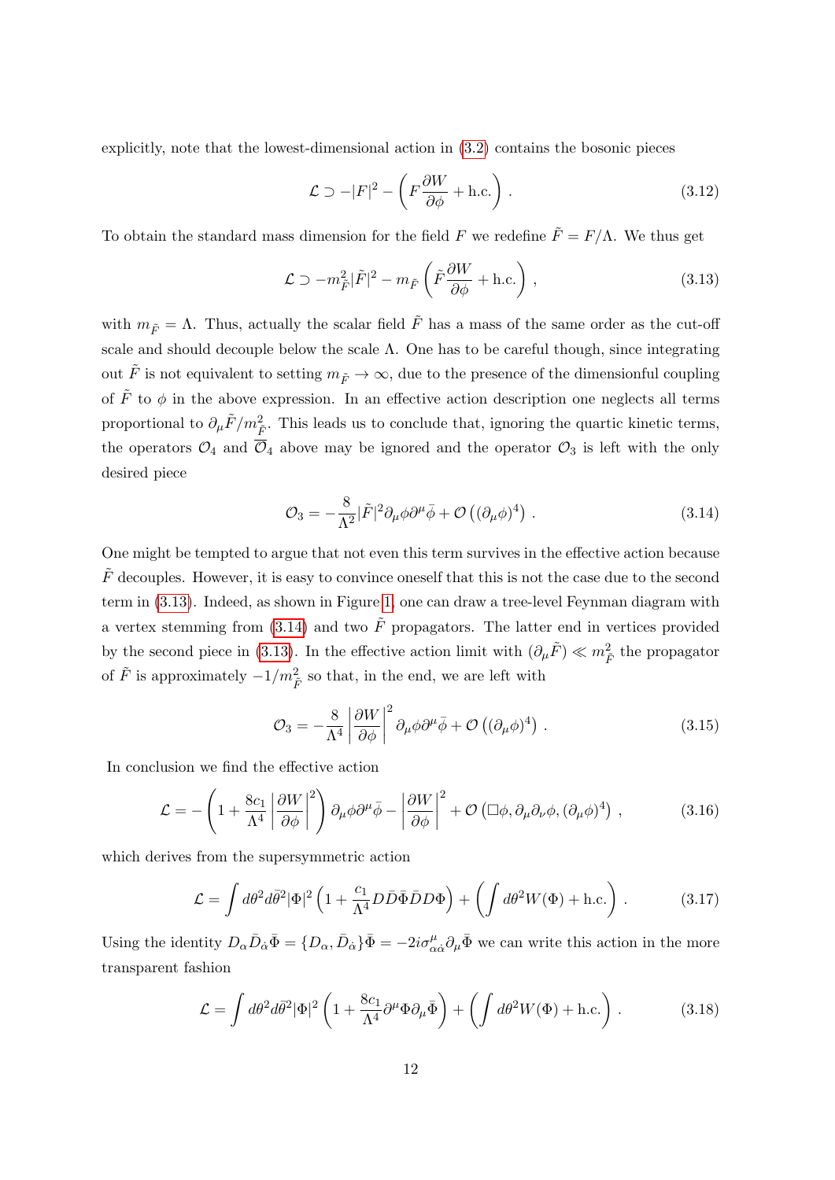explicitly, note that the lowest-dimensional action in (3.2) contains the bosonic pieces

$$\mathcal{L} \supset -|F|^2 - \left( F \frac{\partial W}{\partial \phi} + \text{h.c.} \right) . \tag{3.12}$$

To obtain the standard mass dimension for the field $F$ we redefine $\tilde{F} = F/\Lambda$. We thus get

$$\mathcal{L} \supset -m_{\tilde{F}}^2 |\tilde{F}|^2 - m_{\tilde{F}} \left( \tilde{F} \frac{\partial W}{\partial \phi} + \text{h.c.} \right) , \tag{3.13}$$

with $m_{\tilde{F}} = \Lambda$. Thus, actually the scalar field $\tilde{F}$ has a mass of the same order as the cut-off scale and should decouple below the scale $\Lambda$. One has to be careful though, since integrating out $\tilde{F}$ is not equivalent to setting $m_{\tilde{F}} \to \infty$, due to the presence of the dimensionful coupling of $\tilde{F}$ to $\phi$ in the above expression. In an effective action description one neglects all terms proportional to $\partial_\mu \tilde{F}/m_{\tilde{F}}^2$. This leads us to conclude that, ignoring the quartic kinetic terms, the operators $\mathcal{O}_4$ and $\overline{\mathcal{O}}_4$ above may be ignored and the operator $\mathcal{O}_3$ is left with the only desired piece

$$\mathcal{O}_3 = -\frac{8}{\Lambda^2} |\tilde{F}|^2 \partial_\mu \phi \partial^\mu \bar{\phi} + \mathcal{O}\left((\partial_\mu \phi)^4\right) . \tag{3.14}$$

One might be tempted to argue that not even this term survives in the effective action because $\tilde{F}$ decouples. However, it is easy to convince oneself that this is not the case due to the second term in (3.13). Indeed, as shown in Figure 1, one can draw a tree-level Feynman diagram with a vertex stemming from (3.14) and two $\tilde{F}$ propagators. The latter end in vertices provided by the second piece in (3.13). In the effective action limit with $(\partial_\mu \tilde{F}) \ll m_{\tilde{F}}^2$ the propagator of $\tilde{F}$ is approximately $-1/m_{\tilde{F}}^2$ so that, in the end, we are left with

$$\mathcal{O}_3 = -\frac{8}{\Lambda^4} \left| \frac{\partial W}{\partial \phi} \right|^2 \partial_\mu \phi \partial^\mu \bar{\phi} + \mathcal{O}\left((\partial_\mu \phi)^4\right) . \tag{3.15}$$

In conclusion we find the effective action

$$\mathcal{L} = -\left( 1 + \frac{8c_1}{\Lambda^4} \left| \frac{\partial W}{\partial \phi} \right|^2 \right) \partial_\mu \phi \partial^\mu \bar{\phi} - \left| \frac{\partial W}{\partial \phi} \right|^2 + \mathcal{O}\left( \Box \phi, \partial_\mu \partial_\nu \phi, (\partial_\mu \phi)^4 \right) , \tag{3.16}$$

which derives from the supersymmetric action

$$\mathcal{L} = \int d\theta^2 d\bar{\theta}^2 |\Phi|^2 \left( 1 + \frac{c_1}{\Lambda^4} D\bar{D}\bar{\Phi}\bar{D}D\Phi \right) + \left( \int d\theta^2 W(\Phi) + \text{h.c.} \right) . \tag{3.17}$$

Using the identity $D_\alpha \bar{D}_{\dot{\alpha}} \bar{\Phi} = \{D_\alpha, \bar{D}_{\dot{\alpha}}\} \bar{\Phi} = -2i\sigma^\mu_{\alpha\dot{\alpha}} \partial_\mu \bar{\Phi}$ we can write this action in the more transparent fashion

$$\mathcal{L} = \int d\theta^2 d\bar{\theta}^2 |\Phi|^2 \left( 1 + \frac{8c_1}{\Lambda^4} \partial^\mu \Phi \partial_\mu \bar{\Phi} \right) + \left( \int d\theta^2 W(\Phi) + \text{h.c.} \right) . \tag{3.18}$$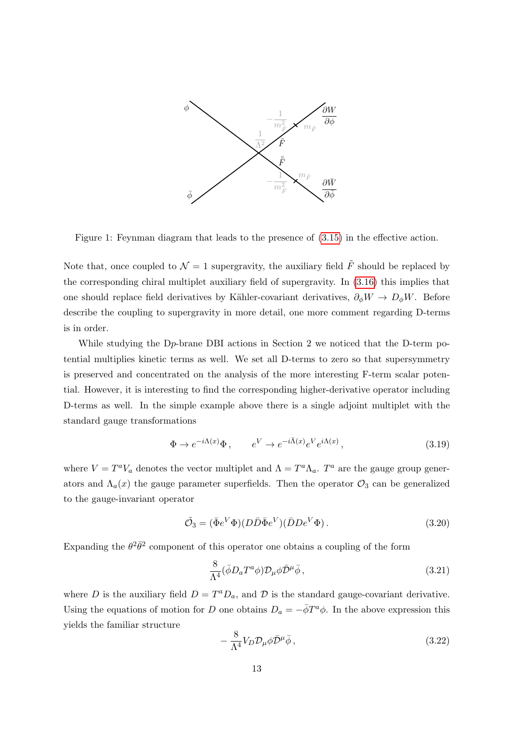Figure 1: Feynman diagram that leads to the presence of (3.15) in the effective action.

Note that, once coupled to $\mathcal{N}=1$ supergravity, the auxiliary field $\tilde{F}$ should be replaced by the corresponding chiral multiplet auxiliary field of supergravity. In (3.16) this implies that one should replace field derivatives by Kähler-covariant derivatives, $\partial_\phi W \rightarrow D_\phi W$. Before describe the coupling to supergravity in more detail, one more comment regarding D-terms is in order.

While studying the D$p$-brane DBI actions in Section 2 we noticed that the D-term potential multiplies kinetic terms as well. We set all D-terms to zero so that supersymmetry is preserved and concentrated on the analysis of the more interesting F-term scalar potential. However, it is interesting to find the corresponding higher-derivative operator including D-terms as well. In the simple example above there is a single adjoint multiplet with the standard gauge transformations

$$\Phi \rightarrow e^{-i\Lambda(x)}\Phi\,, \qquad e^V \rightarrow e^{-i\bar{\Lambda}(x)}e^V e^{i\Lambda(x)}\,, \tag{3.19}$$

where $V = T^a V_a$ denotes the vector multiplet and $\Lambda = T^a \Lambda_a$. $T^a$ are the gauge group generators and $\Lambda_a(x)$ the gauge parameter superfields. Then the operator $\mathcal{O}_3$ can be generalized to the gauge-invariant operator

$$\tilde{\mathcal{O}}_3 = (\bar{\Phi}e^V\Phi)(D\bar{D}\bar{\Phi}e^V)(\bar{D}De^V\Phi)\,. \tag{3.20}$$

Expanding the $\theta^2\bar{\theta}^2$ component of this operator one obtains a coupling of the form

$$\frac{8}{\Lambda^4}(\bar{\phi}D_a T^a\phi)\mathcal{D}_\mu\phi\bar{\mathcal{D}}^\mu\bar{\phi}\,, \tag{3.21}$$

where $D$ is the auxiliary field $D = T^a D_a$, and $\mathcal{D}$ is the standard gauge-covariant derivative. Using the equations of motion for $D$ one obtains $D_a = -\bar{\phi}T^a\phi$. In the above expression this yields the familiar structure

$$-\frac{8}{\Lambda^4}V_D\mathcal{D}_\mu\phi\bar{\mathcal{D}}^\mu\bar{\phi}\,, \tag{3.22}$$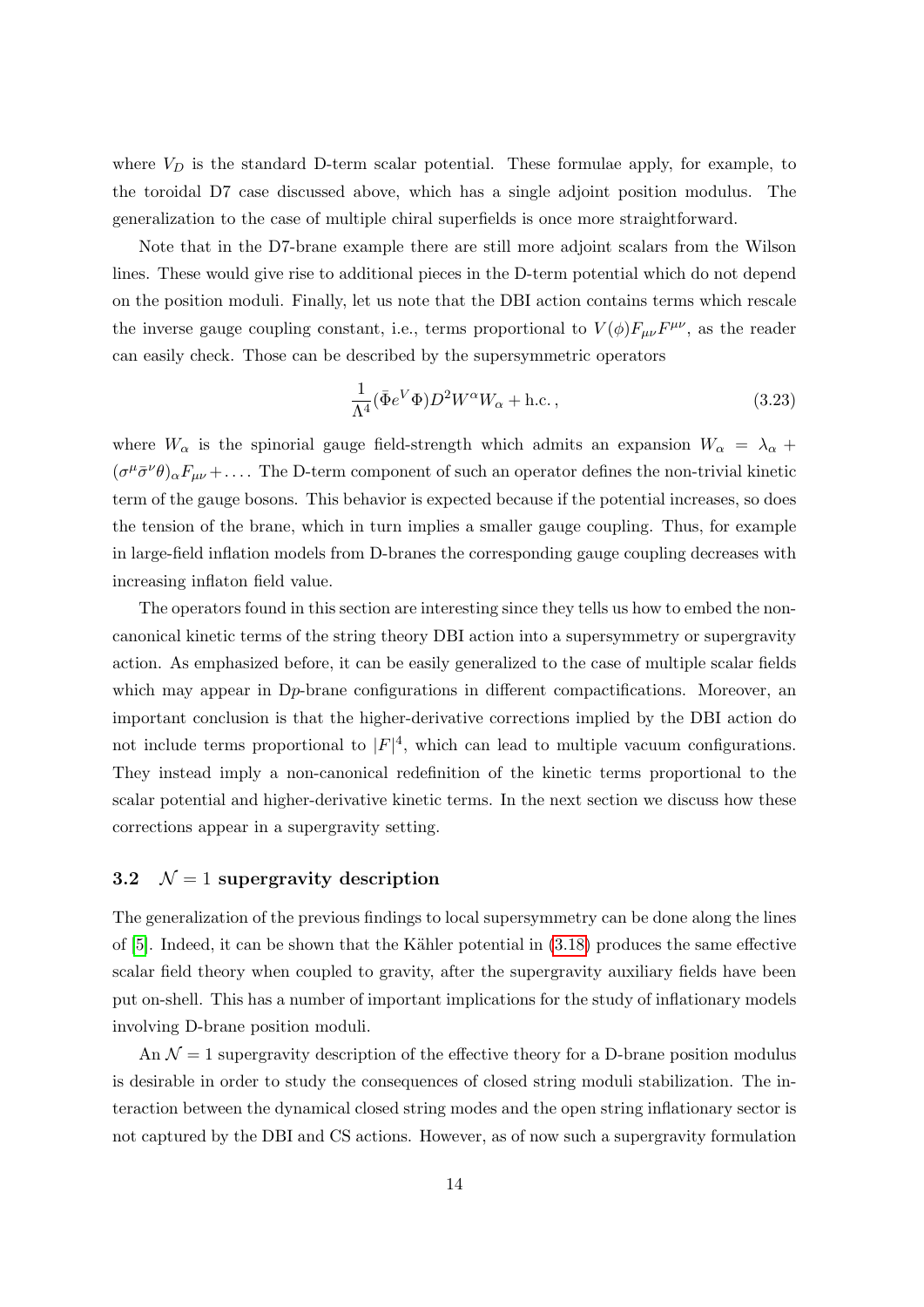where $V_D$ is the standard D-term scalar potential. These formulae apply, for example, to the toroidal D7 case discussed above, which has a single adjoint position modulus. The generalization to the case of multiple chiral superfields is once more straightforward.

Note that in the D7-brane example there are still more adjoint scalars from the Wilson lines. These would give rise to additional pieces in the D-term potential which do not depend on the position moduli. Finally, let us note that the DBI action contains terms which rescale the inverse gauge coupling constant, i.e., terms proportional to $V(\phi)F_{\mu\nu}F^{\mu\nu}$, as the reader can easily check. Those can be described by the supersymmetric operators

$$\frac{1}{\Lambda^4}(\bar{\Phi}e^V\Phi)D^2W^\alpha W_\alpha + \text{h.c.}\,, \tag{3.23}$$

where $W_\alpha$ is the spinorial gauge field-strength which admits an expansion $W_\alpha = \lambda_\alpha + (\sigma^\mu\bar{\sigma}^\nu\theta)_\alpha F_{\mu\nu} + \ldots$. The D-term component of such an operator defines the non-trivial kinetic term of the gauge bosons. This behavior is expected because if the potential increases, so does the tension of the brane, which in turn implies a smaller gauge coupling. Thus, for example in large-field inflation models from D-branes the corresponding gauge coupling decreases with increasing inflaton field value.

The operators found in this section are interesting since they tells us how to embed the non-canonical kinetic terms of the string theory DBI action into a supersymmetry or supergravity action. As emphasized before, it can be easily generalized to the case of multiple scalar fields which may appear in D$p$-brane configurations in different compactifications. Moreover, an important conclusion is that the higher-derivative corrections implied by the DBI action do not include terms proportional to $|F|^4$, which can lead to multiple vacuum configurations. They instead imply a non-canonical redefinition of the kinetic terms proportional to the scalar potential and higher-derivative kinetic terms. In the next section we discuss how these corrections appear in a supergravity setting.

### 3.2 $\mathcal{N} = 1$ supergravity description

The generalization of the previous findings to local supersymmetry can be done along the lines of [5]. Indeed, it can be shown that the Kähler potential in (3.18) produces the same effective scalar field theory when coupled to gravity, after the supergravity auxiliary fields have been put on-shell. This has a number of important implications for the study of inflationary models involving D-brane position moduli.

An $\mathcal{N} = 1$ supergravity description of the effective theory for a D-brane position modulus is desirable in order to study the consequences of closed string moduli stabilization. The interaction between the dynamical closed string modes and the open string inflationary sector is not captured by the DBI and CS actions. However, as of now such a supergravity formulation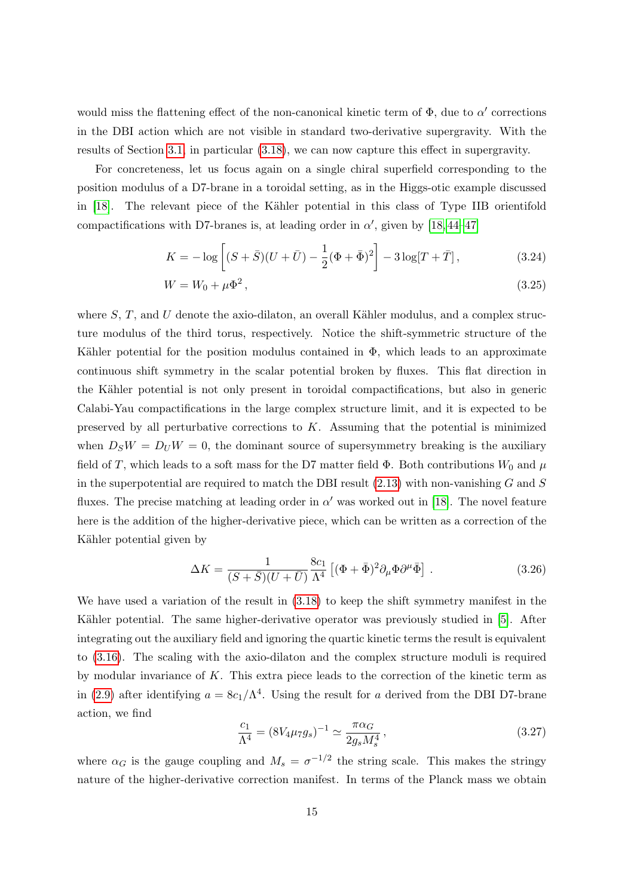would miss the flattening effect of the non-canonical kinetic term of $\Phi$, due to $\alpha'$ corrections in the DBI action which are not visible in standard two-derivative supergravity. With the results of Section 3.1, in particular (3.18), we can now capture this effect in supergravity.

For concreteness, let us focus again on a single chiral superfield corresponding to the position modulus of a D7-brane in a toroidal setting, as in the Higgs-otic example discussed in [18]. The relevant piece of the Kähler potential in this class of Type IIB orientifold compactifications with D7-branes is, at leading order in $\alpha'$, given by [18,44–47]

$$K = -\log\left[(S+\bar{S})(U+\bar{U}) - \frac{1}{2}(\Phi+\bar{\Phi})^2\right] - 3\log[T+\bar{T}]\,, \tag{3.24}$$

$$W = W_0 + \mu\Phi^2\,, \tag{3.25}$$

where $S$, $T$, and $U$ denote the axio-dilaton, an overall Kähler modulus, and a complex structure modulus of the third torus, respectively. Notice the shift-symmetric structure of the Kähler potential for the position modulus contained in $\Phi$, which leads to an approximate continuous shift symmetry in the scalar potential broken by fluxes. This flat direction in the Kähler potential is not only present in toroidal compactifications, but also in generic Calabi-Yau compactifications in the large complex structure limit, and it is expected to be preserved by all perturbative corrections to $K$. Assuming that the potential is minimized when $D_SW = D_UW = 0$, the dominant source of supersymmetry breaking is the auxiliary field of $T$, which leads to a soft mass for the D7 matter field $\Phi$. Both contributions $W_0$ and $\mu$ in the superpotential are required to match the DBI result (2.13) with non-vanishing $G$ and $S$ fluxes. The precise matching at leading order in $\alpha'$ was worked out in [18]. The novel feature here is the addition of the higher-derivative piece, which can be written as a correction of the Kähler potential given by

$$\Delta K = \frac{1}{(S+\bar{S})(U+\bar{U})}\frac{8c_1}{\Lambda^4}\left[(\Phi+\bar{\Phi})^2\partial_\mu\Phi\partial^\mu\bar{\Phi}\right]\,. \tag{3.26}$$

We have used a variation of the result in (3.18) to keep the shift symmetry manifest in the Kähler potential. The same higher-derivative operator was previously studied in [5]. After integrating out the auxiliary field and ignoring the quartic kinetic terms the result is equivalent to (3.16). The scaling with the axio-dilaton and the complex structure moduli is required by modular invariance of $K$. This extra piece leads to the correction of the kinetic term as in (2.9) after identifying $a = 8c_1/\Lambda^4$. Using the result for $a$ derived from the DBI D7-brane action, we find

$$\frac{c_1}{\Lambda^4} = (8V_4\mu_7 g_s)^{-1} \simeq \frac{\pi\alpha_G}{2g_s M_s^4}\,, \tag{3.27}$$

where $\alpha_G$ is the gauge coupling and $M_s = \sigma^{-1/2}$ the string scale. This makes the stringy nature of the higher-derivative correction manifest. In terms of the Planck mass we obtain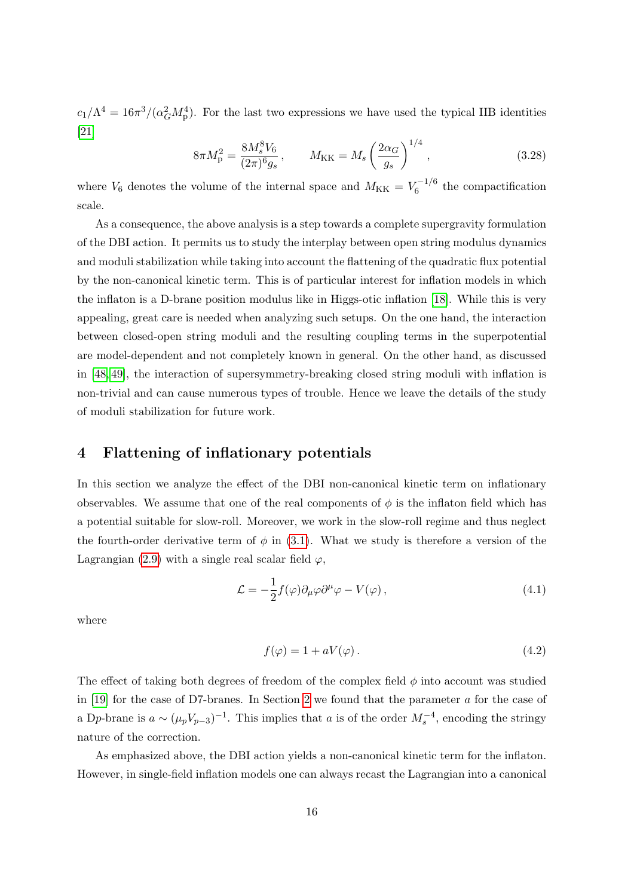$c_1/\Lambda^4 = 16\pi^3/(\alpha_G^2 M_{\rm p}^4)$. For the last two expressions we have used the typical IIB identities [21]

$$8\pi M_{\rm p}^2 = \frac{8 M_s^8 V_6}{(2\pi)^6 g_s}\,, \qquad M_{\rm KK} = M_s \left(\frac{2\alpha_G}{g_s}\right)^{1/4}\,, \tag{3.28}$$

where $V_6$ denotes the volume of the internal space and $M_{\rm KK} = V_6^{-1/6}$ the compactification scale.

As a consequence, the above analysis is a step towards a complete supergravity formulation of the DBI action. It permits us to study the interplay between open string modulus dynamics and moduli stabilization while taking into account the flattening of the quadratic flux potential by the non-canonical kinetic term. This is of particular interest for inflation models in which the inflaton is a D-brane position modulus like in Higgs-otic inflation [18]. While this is very appealing, great care is needed when analyzing such setups. On the one hand, the interaction between closed-open string moduli and the resulting coupling terms in the superpotential are model-dependent and not completely known in general. On the other hand, as discussed in [48, 49], the interaction of supersymmetry-breaking closed string moduli with inflation is non-trivial and can cause numerous types of trouble. Hence we leave the details of the study of moduli stabilization for future work.

# 4 Flattening of inflationary potentials

In this section we analyze the effect of the DBI non-canonical kinetic term on inflationary observables. We assume that one of the real components of $\phi$ is the inflaton field which has a potential suitable for slow-roll. Moreover, we work in the slow-roll regime and thus neglect the fourth-order derivative term of $\phi$ in (3.1). What we study is therefore a version of the Lagrangian (2.9) with a single real scalar field $\varphi$,

$$\mathcal{L} = -\frac{1}{2} f(\varphi)\partial_\mu\varphi\partial^\mu\varphi - V(\varphi)\,, \tag{4.1}$$

where

$$f(\varphi) = 1 + aV(\varphi)\,. \tag{4.2}$$

The effect of taking both degrees of freedom of the complex field $\phi$ into account was studied in [19] for the case of D7-branes. In Section 2 we found that the parameter $a$ for the case of a D$p$-brane is $a \sim (\mu_p V_{p-3})^{-1}$. This implies that $a$ is of the order $M_s^{-4}$, encoding the stringy nature of the correction.

As emphasized above, the DBI action yields a non-canonical kinetic term for the inflaton. However, in single-field inflation models one can always recast the Lagrangian into a canonical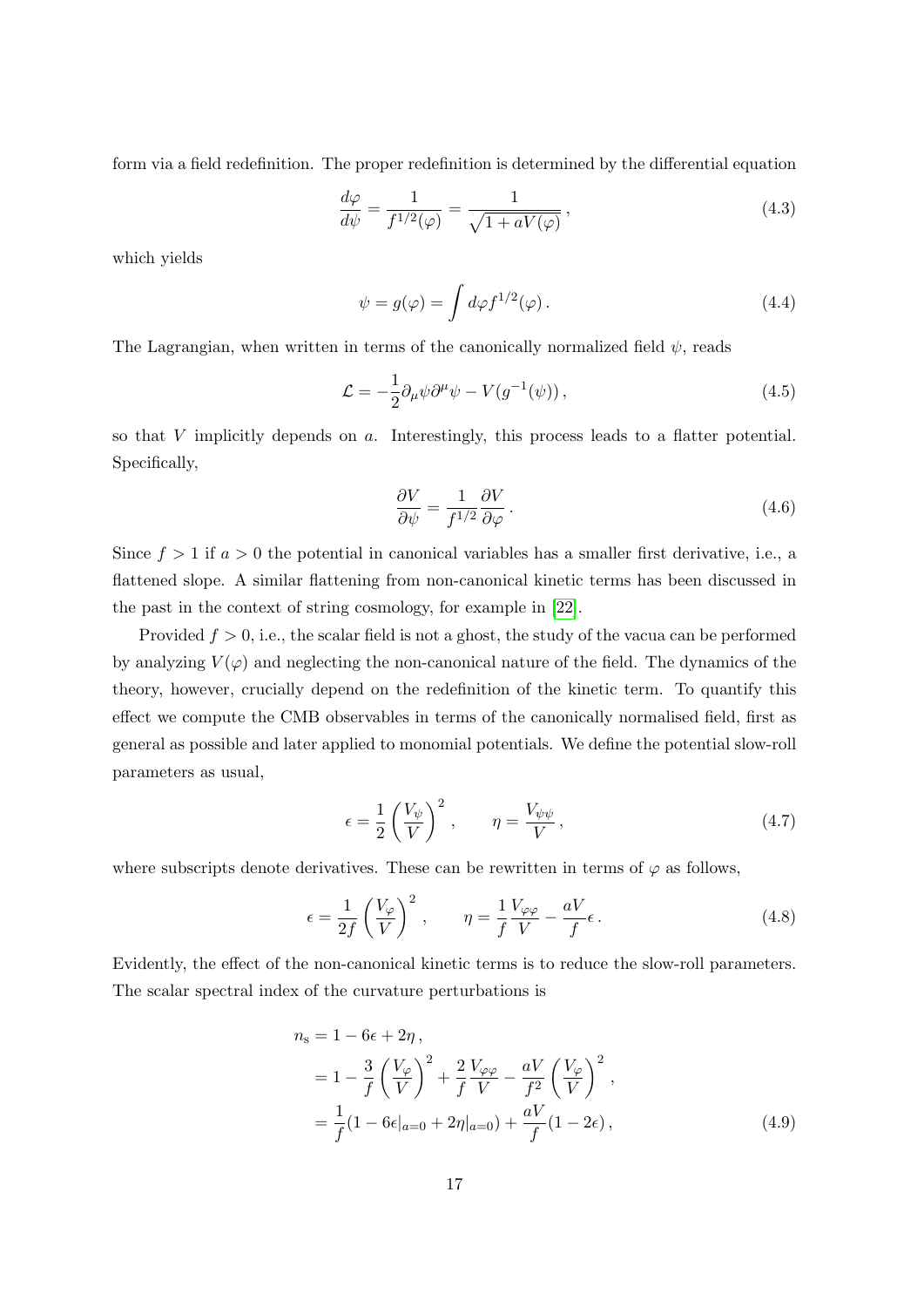form via a field redefinition. The proper redefinition is determined by the differential equation

$$\frac{d\varphi}{d\psi} = \frac{1}{f^{1/2}(\varphi)} = \frac{1}{\sqrt{1 + aV(\varphi)}}\,, \tag{4.3}$$

which yields

$$\psi = g(\varphi) = \int d\varphi f^{1/2}(\varphi)\,. \tag{4.4}$$

The Lagrangian, when written in terms of the canonically normalized field $\psi$, reads

$$\mathcal{L} = -\frac{1}{2}\partial_\mu\psi\partial^\mu\psi - V(g^{-1}(\psi))\,, \tag{4.5}$$

so that $V$ implicitly depends on $a$. Interestingly, this process leads to a flatter potential. Specifically,

$$\frac{\partial V}{\partial \psi} = \frac{1}{f^{1/2}}\frac{\partial V}{\partial \varphi}\,. \tag{4.6}$$

Since $f > 1$ if $a > 0$ the potential in canonical variables has a smaller first derivative, i.e., a flattened slope. A similar flattening from non-canonical kinetic terms has been discussed in the past in the context of string cosmology, for example in [22].

Provided $f > 0$, i.e., the scalar field is not a ghost, the study of the vacua can be performed by analyzing $V(\varphi)$ and neglecting the non-canonical nature of the field. The dynamics of the theory, however, crucially depend on the redefinition of the kinetic term. To quantify this effect we compute the CMB observables in terms of the canonically normalised field, first as general as possible and later applied to monomial potentials. We define the potential slow-roll parameters as usual,

$$\epsilon = \frac{1}{2}\left(\frac{V_\psi}{V}\right)^2\,, \qquad \eta = \frac{V_{\psi\psi}}{V}\,, \tag{4.7}$$

where subscripts denote derivatives. These can be rewritten in terms of $\varphi$ as follows,

$$\epsilon = \frac{1}{2f}\left(\frac{V_\varphi}{V}\right)^2\,, \qquad \eta = \frac{1}{f}\frac{V_{\varphi\varphi}}{V} - \frac{aV}{f}\epsilon\,. \tag{4.8}$$

Evidently, the effect of the non-canonical kinetic terms is to reduce the slow-roll parameters. The scalar spectral index of the curvature perturbations is

$$\begin{aligned}
n_{\rm s} &= 1 - 6\epsilon + 2\eta\,,\\
&= 1 - \frac{3}{f}\left(\frac{V_\varphi}{V}\right)^2 + \frac{2}{f}\frac{V_{\varphi\varphi}}{V} - \frac{aV}{f^2}\left(\frac{V_\varphi}{V}\right)^2\,,\\
&= \frac{1}{f}(1 - 6\epsilon|_{a=0} + 2\eta|_{a=0}) + \frac{aV}{f}(1 - 2\epsilon)\,,
\end{aligned} \tag{4.9}$$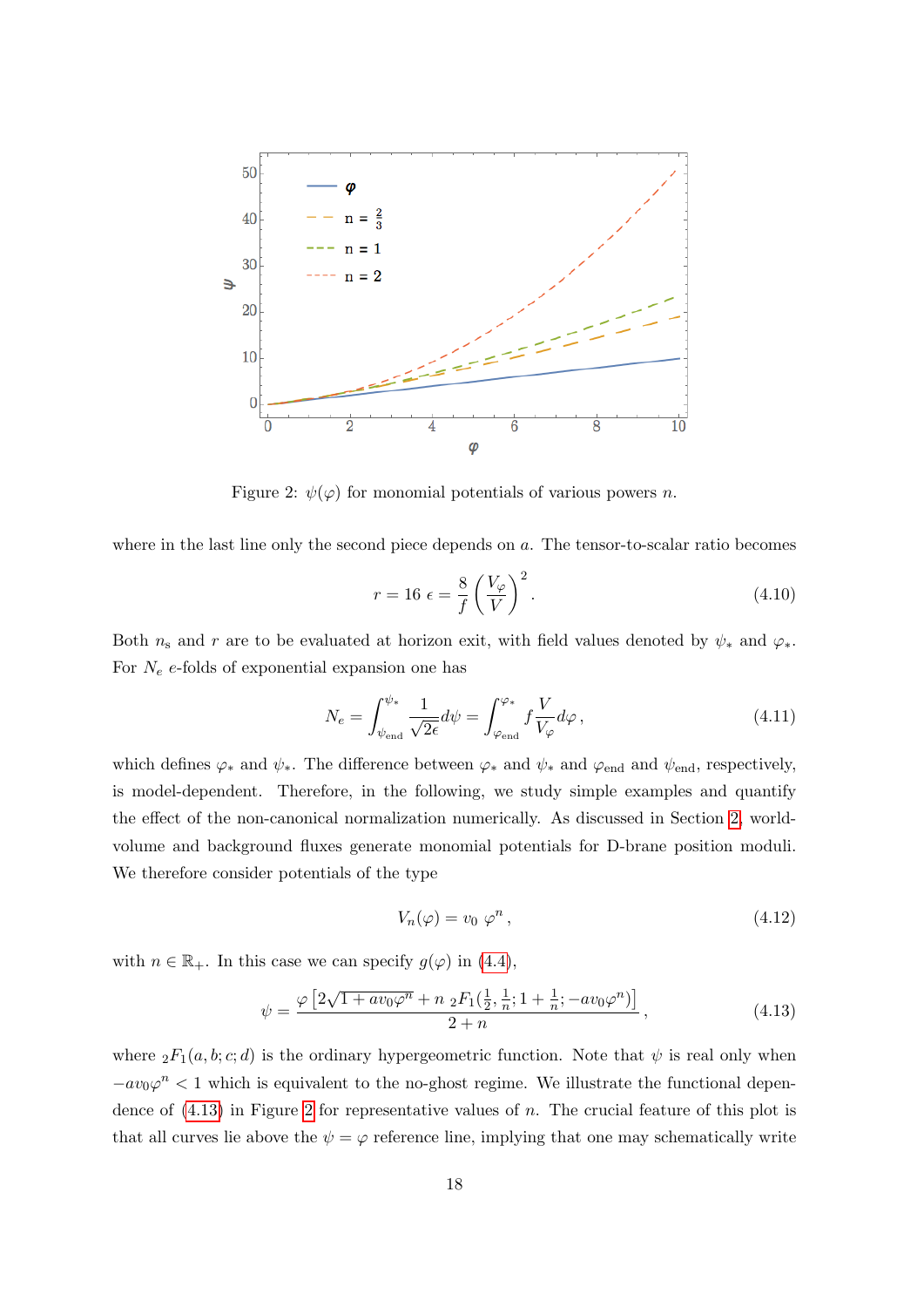Figure 2: $\psi(\varphi)$ for monomial potentials of various powers $n$.

where in the last line only the second piece depends on $a$. The tensor-to-scalar ratio becomes

$$r = 16\,\epsilon = \frac{8}{f}\left(\frac{V_\varphi}{V}\right)^2 . \tag{4.10}$$

Both $n_\mathrm{s}$ and $r$ are to be evaluated at horizon exit, with field values denoted by $\psi_*$ and $\varphi_*$. For $N_e$ $e$-folds of exponential expansion one has

$$N_e = \int_{\psi_\mathrm{end}}^{\psi_*} \frac{1}{\sqrt{2\epsilon}} d\psi = \int_{\varphi_\mathrm{end}}^{\varphi_*} f \frac{V}{V_\varphi} d\varphi \,, \tag{4.11}$$

which defines $\varphi_*$ and $\psi_*$. The difference between $\varphi_*$ and $\psi_*$ and $\varphi_\mathrm{end}$ and $\psi_\mathrm{end}$, respectively, is model-dependent. Therefore, in the following, we study simple examples and quantify the effect of the non-canonical normalization numerically. As discussed in Section 2, world-volume and background fluxes generate monomial potentials for D-brane position moduli. We therefore consider potentials of the type

$$V_n(\varphi) = v_0\ \varphi^n \,, \tag{4.12}$$

with $n \in \mathbb{R}_+$. In this case we can specify $g(\varphi)$ in (4.4),

$$\psi = \frac{\varphi\left[2\sqrt{1+av_0\varphi^n} + n\ {}_2F_1(\frac{1}{2},\frac{1}{n};1+\frac{1}{n};-av_0\varphi^n)\right]}{2+n} \,, \tag{4.13}$$

where ${}_2F_1(a,b;c;d)$ is the ordinary hypergeometric function. Note that $\psi$ is real only when $-av_0\varphi^n < 1$ which is equivalent to the no-ghost regime. We illustrate the functional dependence of (4.13) in Figure 2 for representative values of $n$. The crucial feature of this plot is that all curves lie above the $\psi = \varphi$ reference line, implying that one may schematically write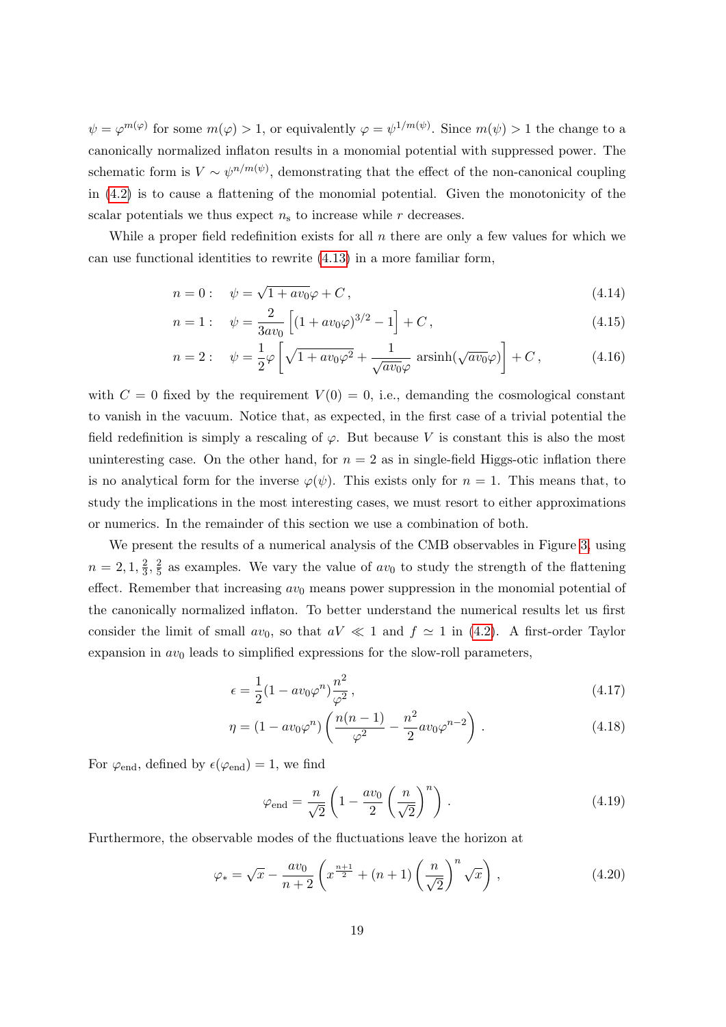$\psi = \varphi^{m(\varphi)}$ for some $m(\varphi) > 1$, or equivalently $\varphi = \psi^{1/m(\psi)}$. Since $m(\psi) > 1$ the change to a canonically normalized inflaton results in a monomial potential with suppressed power. The schematic form is $V \sim \psi^{n/m(\psi)}$, demonstrating that the effect of the non-canonical coupling in (4.2) is to cause a flattening of the monomial potential. Given the monotonicity of the scalar potentials we thus expect $n_\mathrm{s}$ to increase while $r$ decreases.

While a proper field redefinition exists for all $n$ there are only a few values for which we can use functional identities to rewrite (4.13) in a more familiar form,

$$n = 0: \quad \psi = \sqrt{1 + av_0}\varphi + C\,, \tag{4.14}$$

$$n = 1: \quad \psi = \frac{2}{3av_0}\left[(1 + av_0\varphi)^{3/2} - 1\right] + C\,, \tag{4.15}$$

$$n = 2: \quad \psi = \frac{1}{2}\varphi\left[\sqrt{1 + av_0\varphi^2} + \frac{1}{\sqrt{av_0}\varphi}\,\mathrm{arsinh}(\sqrt{av_0}\varphi)\right] + C\,, \tag{4.16}$$

with $C = 0$ fixed by the requirement $V(0) = 0$, i.e., demanding the cosmological constant to vanish in the vacuum. Notice that, as expected, in the first case of a trivial potential the field redefinition is simply a rescaling of $\varphi$. But because $V$ is constant this is also the most uninteresting case. On the other hand, for $n = 2$ as in single-field Higgs-otic inflation there is no analytical form for the inverse $\varphi(\psi)$. This exists only for $n = 1$. This means that, to study the implications in the most interesting cases, we must resort to either approximations or numerics. In the remainder of this section we use a combination of both.

We present the results of a numerical analysis of the CMB observables in Figure 3, using $n = 2, 1, \frac{2}{3}, \frac{2}{5}$ as examples. We vary the value of $av_0$ to study the strength of the flattening effect. Remember that increasing $av_0$ means power suppression in the monomial potential of the canonically normalized inflaton. To better understand the numerical results let us first consider the limit of small $av_0$, so that $aV \ll 1$ and $f \simeq 1$ in (4.2). A first-order Taylor expansion in $av_0$ leads to simplified expressions for the slow-roll parameters,

$$\epsilon = \frac{1}{2}(1 - av_0\varphi^n)\frac{n^2}{\varphi^2}\,, \tag{4.17}$$

$$\eta = (1 - av_0\varphi^n)\left(\frac{n(n-1)}{\varphi^2} - \frac{n^2}{2}av_0\varphi^{n-2}\right)\,. \tag{4.18}$$

For $\varphi_\mathrm{end}$, defined by $\epsilon(\varphi_\mathrm{end}) = 1$, we find

$$\varphi_\mathrm{end} = \frac{n}{\sqrt{2}}\left(1 - \frac{av_0}{2}\left(\frac{n}{\sqrt{2}}\right)^n\right)\,. \tag{4.19}$$

Furthermore, the observable modes of the fluctuations leave the horizon at

$$\varphi_* = \sqrt{x} - \frac{av_0}{n+2}\left(x^{\frac{n+1}{2}} + (n+1)\left(\frac{n}{\sqrt{2}}\right)^n\sqrt{x}\right)\,, \tag{4.20}$$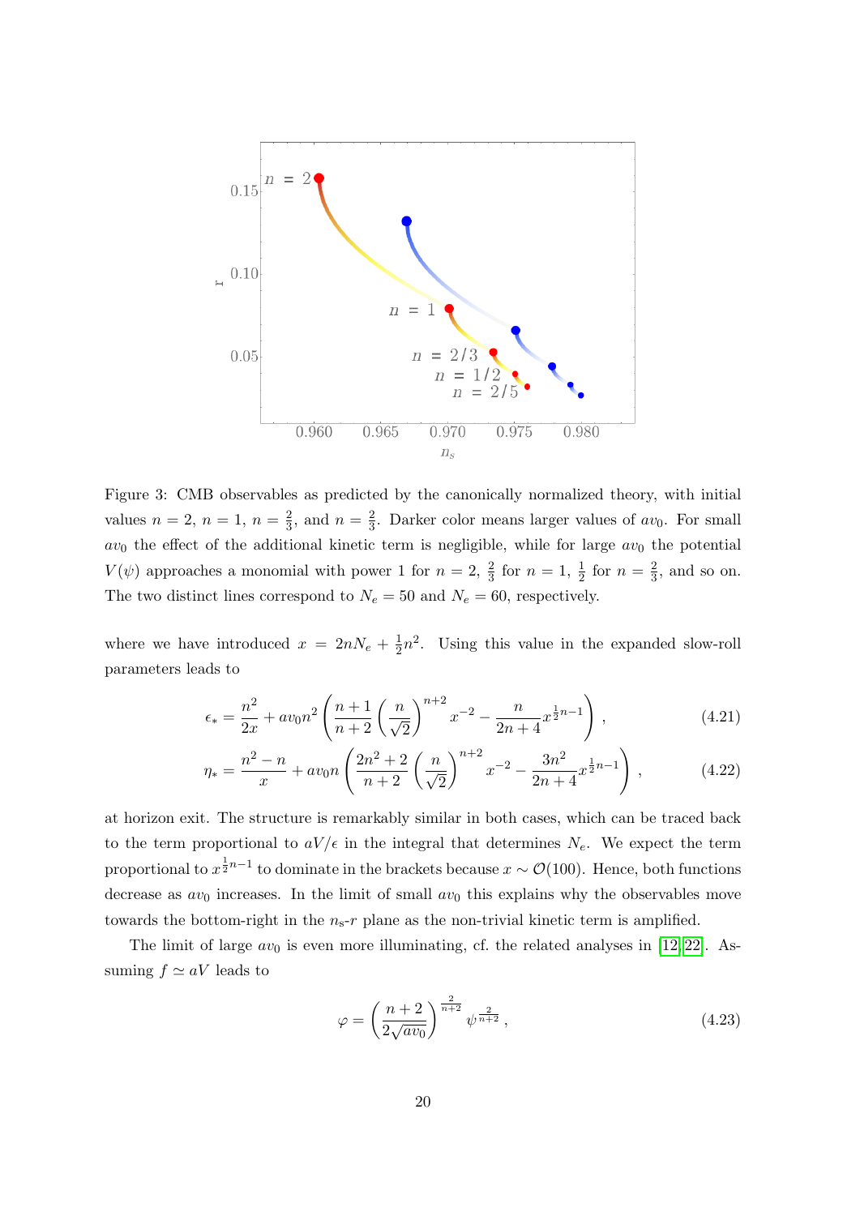Figure 3: CMB observables as predicted by the canonically normalized theory, with initial values $n = 2$, $n = 1$, $n = \frac{2}{3}$, and $n = \frac{2}{3}$. Darker color means larger values of $av_0$. For small $av_0$ the effect of the additional kinetic term is negligible, while for large $av_0$ the potential $V(\psi)$ approaches a monomial with power 1 for $n = 2$, $\frac{2}{3}$ for $n = 1$, $\frac{1}{2}$ for $n = \frac{2}{3}$, and so on. The two distinct lines correspond to $N_e = 50$ and $N_e = 60$, respectively.

where we have introduced $x = 2nN_e + \frac{1}{2}n^2$. Using this value in the expanded slow-roll parameters leads to

$$\epsilon_* = \frac{n^2}{2x} + av_0 n^2 \left( \frac{n+1}{n+2} \left( \frac{n}{\sqrt{2}} \right)^{n+2} x^{-2} - \frac{n}{2n+4} x^{\frac{1}{2}n-1} \right) , \tag{4.21}$$

$$\eta_* = \frac{n^2 - n}{x} + av_0 n \left( \frac{2n^2 + 2}{n+2} \left( \frac{n}{\sqrt{2}} \right)^{n+2} x^{-2} - \frac{3n^2}{2n+4} x^{\frac{1}{2}n-1} \right) , \tag{4.22}$$

at horizon exit. The structure is remarkably similar in both cases, which can be traced back to the term proportional to $aV/\epsilon$ in the integral that determines $N_e$. We expect the term proportional to $x^{\frac{1}{2}n-1}$ to dominate in the brackets because $x \sim \mathcal{O}(100)$. Hence, both functions decrease as $av_0$ increases. In the limit of small $av_0$ this explains why the observables move towards the bottom-right in the $n_s$-$r$ plane as the non-trivial kinetic term is amplified.

The limit of large $av_0$ is even more illuminating, cf. the related analyses in [12, 22]. Assuming $f \simeq aV$ leads to

$$\varphi = \left( \frac{n+2}{2\sqrt{av_0}} \right)^{\frac{2}{n+2}} \psi^{\frac{2}{n+2}} , \tag{4.23}$$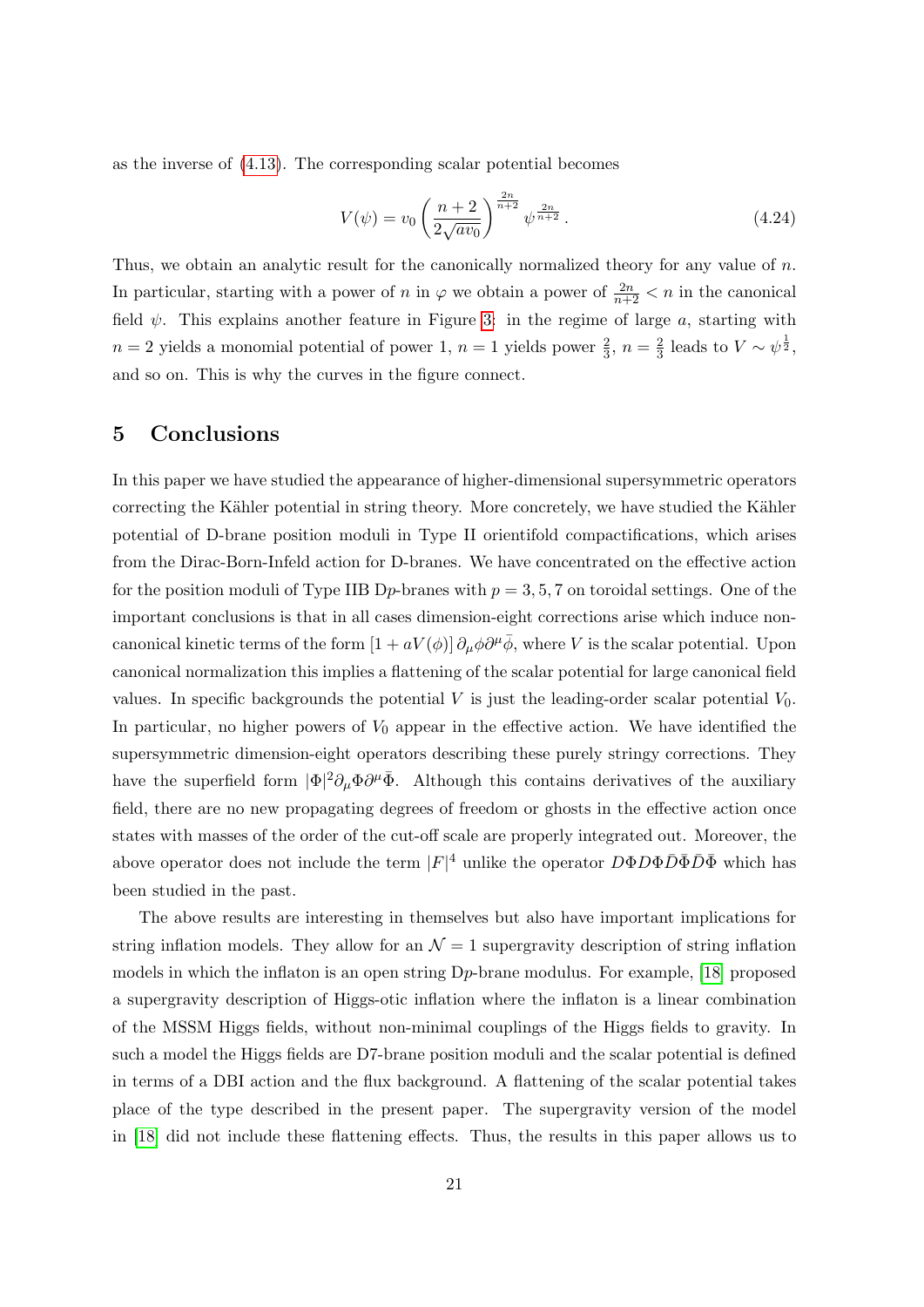as the inverse of (4.13). The corresponding scalar potential becomes

$$V(\psi) = v_0 \left( \frac{n+2}{2\sqrt{a v_0}} \right)^{\frac{2n}{n+2}} \psi^{\frac{2n}{n+2}} \,. \tag{4.24}$$

Thus, we obtain an analytic result for the canonically normalized theory for any value of $n$. In particular, starting with a power of $n$ in $\varphi$ we obtain a power of $\frac{2n}{n+2} < n$ in the canonical field $\psi$. This explains another feature in Figure 3: in the regime of large $a$, starting with $n = 2$ yields a monomial potential of power 1, $n = 1$ yields power $\frac{2}{3}$, $n = \frac{2}{3}$ leads to $V \sim \psi^{\frac{1}{2}}$, and so on. This is why the curves in the figure connect.

## 5 Conclusions

In this paper we have studied the appearance of higher-dimensional supersymmetric operators correcting the Kähler potential in string theory. More concretely, we have studied the Kähler potential of D-brane position moduli in Type II orientifold compactifications, which arises from the Dirac-Born-Infeld action for D-branes. We have concentrated on the effective action for the position moduli of Type IIB D$p$-branes with $p = 3, 5, 7$ on toroidal settings. One of the important conclusions is that in all cases dimension-eight corrections arise which induce non-canonical kinetic terms of the form $[1 + aV(\phi)]\, \partial_\mu \phi \partial^\mu \bar{\phi}$, where $V$ is the scalar potential. Upon canonical normalization this implies a flattening of the scalar potential for large canonical field values. In specific backgrounds the potential $V$ is just the leading-order scalar potential $V_0$. In particular, no higher powers of $V_0$ appear in the effective action. We have identified the supersymmetric dimension-eight operators describing these purely stringy corrections. They have the superfield form $|\Phi|^2 \partial_\mu \Phi \partial^\mu \bar{\Phi}$. Although this contains derivatives of the auxiliary field, there are no new propagating degrees of freedom or ghosts in the effective action once states with masses of the order of the cut-off scale are properly integrated out. Moreover, the above operator does not include the term $|F|^4$ unlike the operator $D\Phi D\Phi \bar{D}\bar{\Phi}\bar{D}\bar{\Phi}$ which has been studied in the past.

The above results are interesting in themselves but also have important implications for string inflation models. They allow for an $\mathcal{N} = 1$ supergravity description of string inflation models in which the inflaton is an open string D$p$-brane modulus. For example, [18] proposed a supergravity description of Higgs-otic inflation where the inflaton is a linear combination of the MSSM Higgs fields, without non-minimal couplings of the Higgs fields to gravity. In such a model the Higgs fields are D7-brane position moduli and the scalar potential is defined in terms of a DBI action and the flux background. A flattening of the scalar potential takes place of the type described in the present paper. The supergravity version of the model in [18] did not include these flattening effects. Thus, the results in this paper allows us to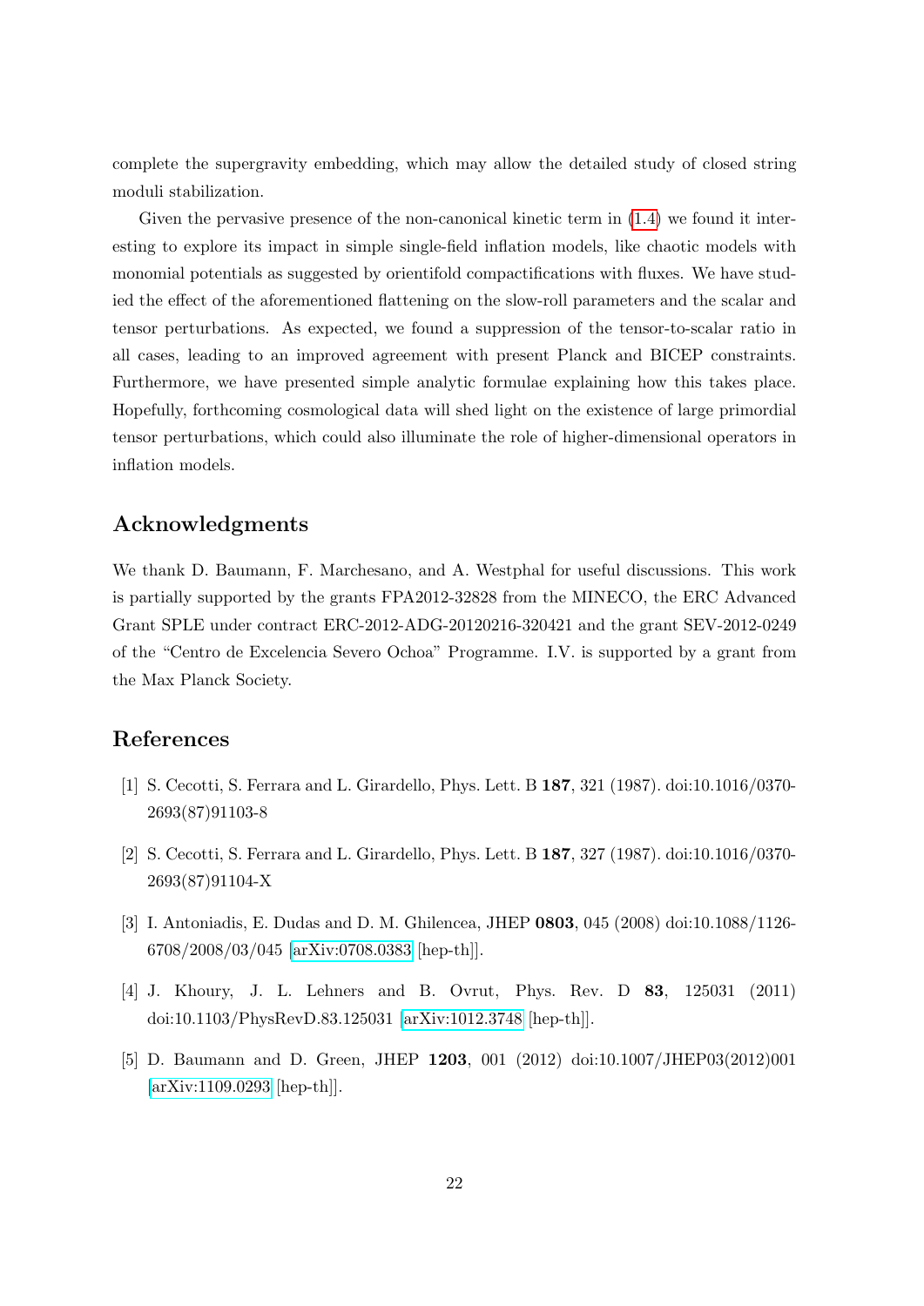complete the supergravity embedding, which may allow the detailed study of closed string moduli stabilization.

Given the pervasive presence of the non-canonical kinetic term in (1.4) we found it interesting to explore its impact in simple single-field inflation models, like chaotic models with monomial potentials as suggested by orientifold compactifications with fluxes. We have studied the effect of the aforementioned flattening on the slow-roll parameters and the scalar and tensor perturbations. As expected, we found a suppression of the tensor-to-scalar ratio in all cases, leading to an improved agreement with present Planck and BICEP constraints. Furthermore, we have presented simple analytic formulae explaining how this takes place. Hopefully, forthcoming cosmological data will shed light on the existence of large primordial tensor perturbations, which could also illuminate the role of higher-dimensional operators in inflation models.

## Acknowledgments

We thank D. Baumann, F. Marchesano, and A. Westphal for useful discussions. This work is partially supported by the grants FPA2012-32828 from the MINECO, the ERC Advanced Grant SPLE under contract ERC-2012-ADG-20120216-320421 and the grant SEV-2012-0249 of the "Centro de Excelencia Severo Ochoa" Programme. I.V. is supported by a grant from the Max Planck Society.

## References

[1] S. Cecotti, S. Ferrara and L. Girardello, Phys. Lett. B **187**, 321 (1987). doi:10.1016/0370-2693(87)91103-8

[2] S. Cecotti, S. Ferrara and L. Girardello, Phys. Lett. B **187**, 327 (1987). doi:10.1016/0370-2693(87)91104-X

[3] I. Antoniadis, E. Dudas and D. M. Ghilencea, JHEP **0803**, 045 (2008) doi:10.1088/1126-6708/2008/03/045 [arXiv:0708.0383 [hep-th]].

[4] J. Khoury, J. L. Lehners and B. Ovrut, Phys. Rev. D **83**, 125031 (2011) doi:10.1103/PhysRevD.83.125031 [arXiv:1012.3748 [hep-th]].

[5] D. Baumann and D. Green, JHEP **1203**, 001 (2012) doi:10.1007/JHEP03(2012)001 [arXiv:1109.0293 [hep-th]].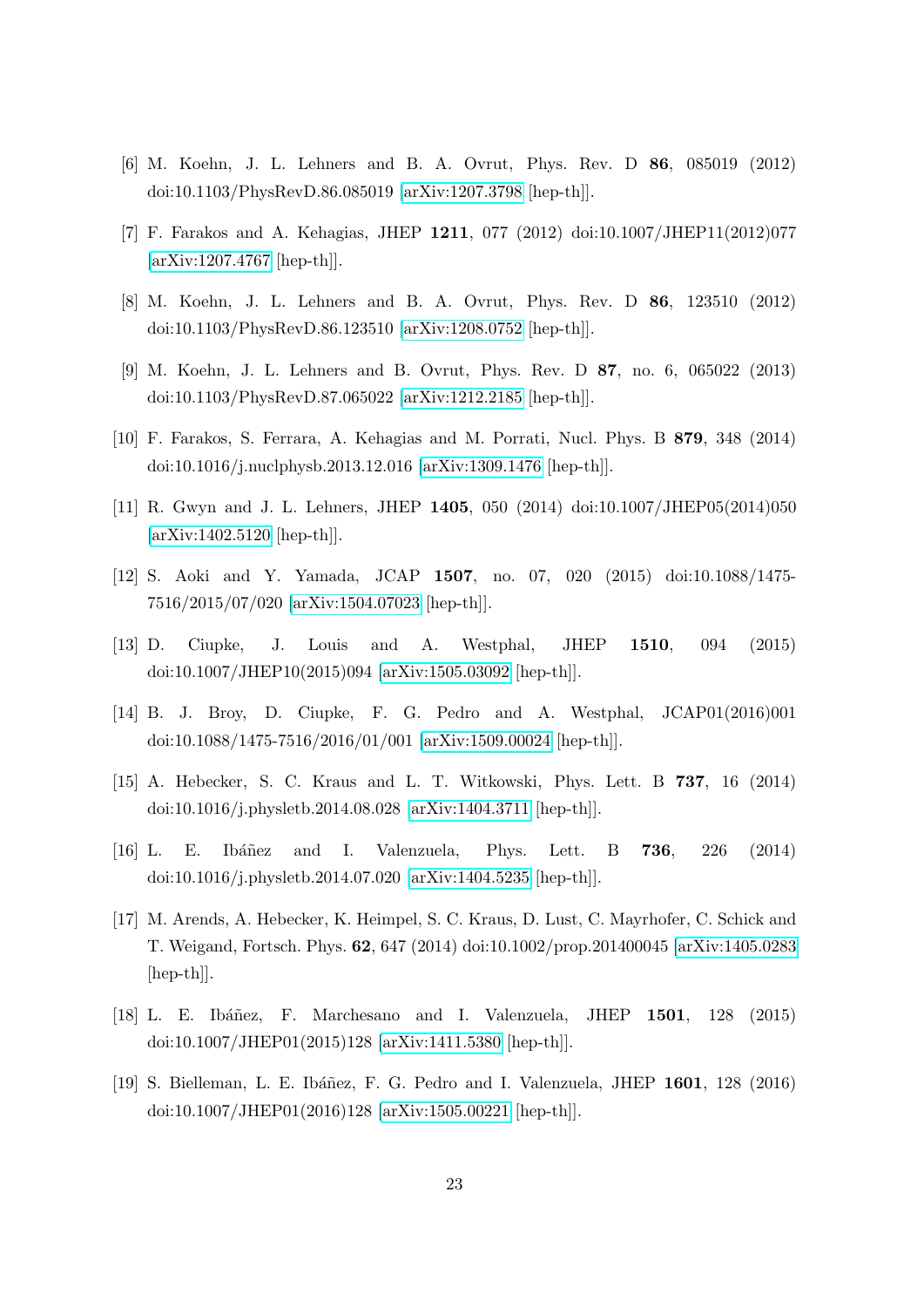[6] M. Koehn, J. L. Lehners and B. A. Ovrut, Phys. Rev. D **86**, 085019 (2012) doi:10.1103/PhysRevD.86.085019 [arXiv:1207.3798 [hep-th]].

[7] F. Farakos and A. Kehagias, JHEP **1211**, 077 (2012) doi:10.1007/JHEP11(2012)077 [arXiv:1207.4767 [hep-th]].

[8] M. Koehn, J. L. Lehners and B. A. Ovrut, Phys. Rev. D **86**, 123510 (2012) doi:10.1103/PhysRevD.86.123510 [arXiv:1208.0752 [hep-th]].

[9] M. Koehn, J. L. Lehners and B. Ovrut, Phys. Rev. D **87**, no. 6, 065022 (2013) doi:10.1103/PhysRevD.87.065022 [arXiv:1212.2185 [hep-th]].

[10] F. Farakos, S. Ferrara, A. Kehagias and M. Porrati, Nucl. Phys. B **879**, 348 (2014) doi:10.1016/j.nuclphysb.2013.12.016 [arXiv:1309.1476 [hep-th]].

[11] R. Gwyn and J. L. Lehners, JHEP **1405**, 050 (2014) doi:10.1007/JHEP05(2014)050 [arXiv:1402.5120 [hep-th]].

[12] S. Aoki and Y. Yamada, JCAP **1507**, no. 07, 020 (2015) doi:10.1088/1475-7516/2015/07/020 [arXiv:1504.07023 [hep-th]].

[13] D. Ciupke, J. Louis and A. Westphal, JHEP **1510**, 094 (2015) doi:10.1007/JHEP10(2015)094 [arXiv:1505.03092 [hep-th]].

[14] B. J. Broy, D. Ciupke, F. G. Pedro and A. Westphal, JCAP01(2016)001 doi:10.1088/1475-7516/2016/01/001 [arXiv:1509.00024 [hep-th]].

[15] A. Hebecker, S. C. Kraus and L. T. Witkowski, Phys. Lett. B **737**, 16 (2014) doi:10.1016/j.physletb.2014.08.028 [arXiv:1404.3711 [hep-th]].

[16] L. E. Ibáñez and I. Valenzuela, Phys. Lett. B **736**, 226 (2014) doi:10.1016/j.physletb.2014.07.020 [arXiv:1404.5235 [hep-th]].

[17] M. Arends, A. Hebecker, K. Heimpel, S. C. Kraus, D. Lust, C. Mayrhofer, C. Schick and T. Weigand, Fortsch. Phys. **62**, 647 (2014) doi:10.1002/prop.201400045 [arXiv:1405.0283 [hep-th]].

[18] L. E. Ibáñez, F. Marchesano and I. Valenzuela, JHEP **1501**, 128 (2015) doi:10.1007/JHEP01(2015)128 [arXiv:1411.5380 [hep-th]].

[19] S. Bielleman, L. E. Ibáñez, F. G. Pedro and I. Valenzuela, JHEP **1601**, 128 (2016) doi:10.1007/JHEP01(2016)128 [arXiv:1505.00221 [hep-th]].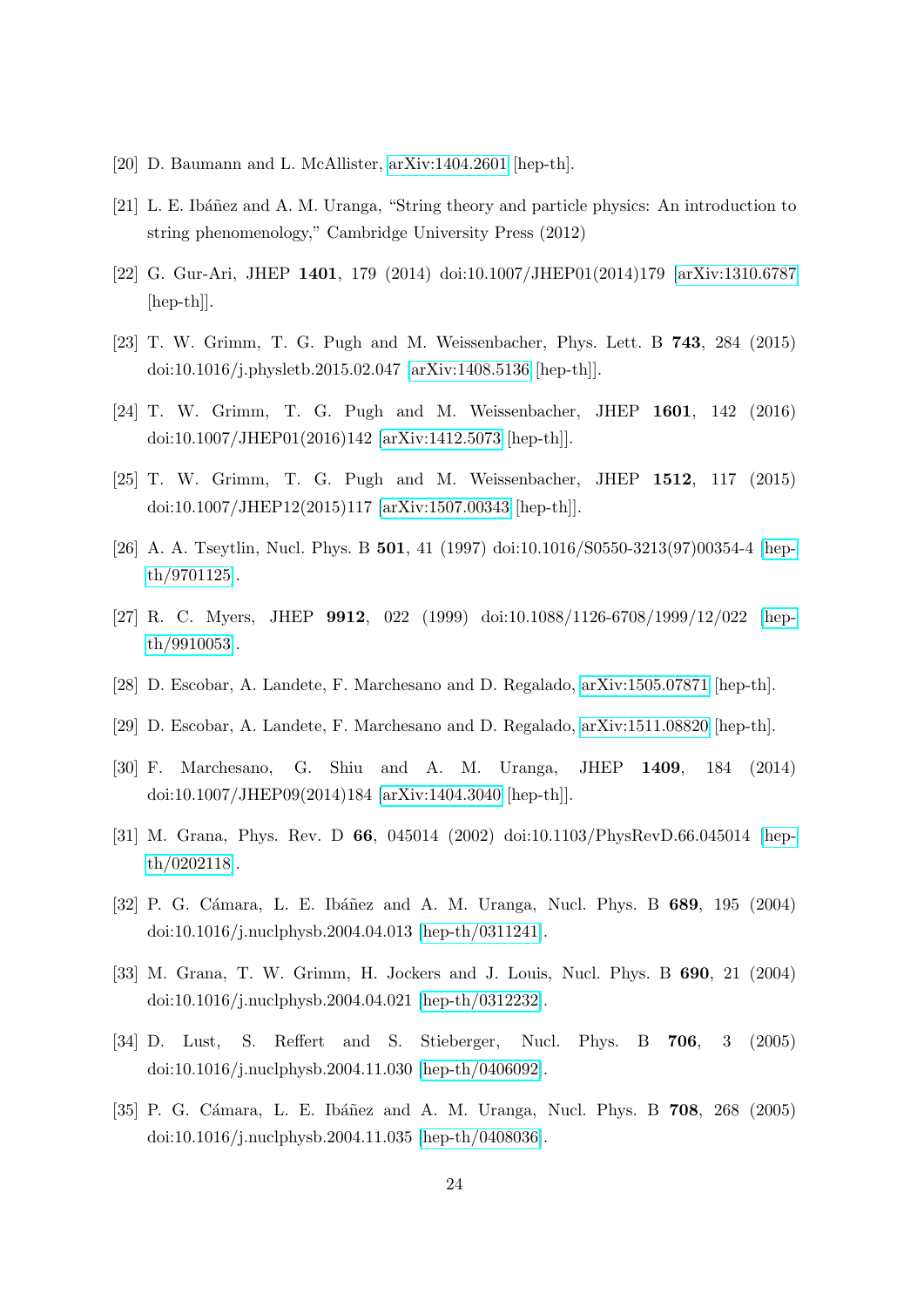[20] D. Baumann and L. McAllister, arXiv:1404.2601 [hep-th].

[21] L. E. Ibáñez and A. M. Uranga, "String theory and particle physics: An introduction to string phenomenology," Cambridge University Press (2012)

[22] G. Gur-Ari, JHEP **1401**, 179 (2014) doi:10.1007/JHEP01(2014)179 [arXiv:1310.6787 [hep-th]].

[23] T. W. Grimm, T. G. Pugh and M. Weissenbacher, Phys. Lett. B **743**, 284 (2015) doi:10.1016/j.physletb.2015.02.047 [arXiv:1408.5136 [hep-th]].

[24] T. W. Grimm, T. G. Pugh and M. Weissenbacher, JHEP **1601**, 142 (2016) doi:10.1007/JHEP01(2016)142 [arXiv:1412.5073 [hep-th]].

[25] T. W. Grimm, T. G. Pugh and M. Weissenbacher, JHEP **1512**, 117 (2015) doi:10.1007/JHEP12(2015)117 [arXiv:1507.00343 [hep-th]].

[26] A. A. Tseytlin, Nucl. Phys. B **501**, 41 (1997) doi:10.1016/S0550-3213(97)00354-4 [hep-th/9701125].

[27] R. C. Myers, JHEP **9912**, 022 (1999) doi:10.1088/1126-6708/1999/12/022 [hep-th/9910053].

[28] D. Escobar, A. Landete, F. Marchesano and D. Regalado, arXiv:1505.07871 [hep-th].

[29] D. Escobar, A. Landete, F. Marchesano and D. Regalado, arXiv:1511.08820 [hep-th].

[30] F. Marchesano, G. Shiu and A. M. Uranga, JHEP **1409**, 184 (2014) doi:10.1007/JHEP09(2014)184 [arXiv:1404.3040 [hep-th]].

[31] M. Grana, Phys. Rev. D **66**, 045014 (2002) doi:10.1103/PhysRevD.66.045014 [hep-th/0202118].

[32] P. G. Cámara, L. E. Ibáñez and A. M. Uranga, Nucl. Phys. B **689**, 195 (2004) doi:10.1016/j.nuclphysb.2004.04.013 [hep-th/0311241].

[33] M. Grana, T. W. Grimm, H. Jockers and J. Louis, Nucl. Phys. B **690**, 21 (2004) doi:10.1016/j.nuclphysb.2004.04.021 [hep-th/0312232].

[34] D. Lust, S. Reffert and S. Stieberger, Nucl. Phys. B **706**, 3 (2005) doi:10.1016/j.nuclphysb.2004.11.030 [hep-th/0406092].

[35] P. G. Cámara, L. E. Ibáñez and A. M. Uranga, Nucl. Phys. B **708**, 268 (2005) doi:10.1016/j.nuclphysb.2004.11.035 [hep-th/0408036].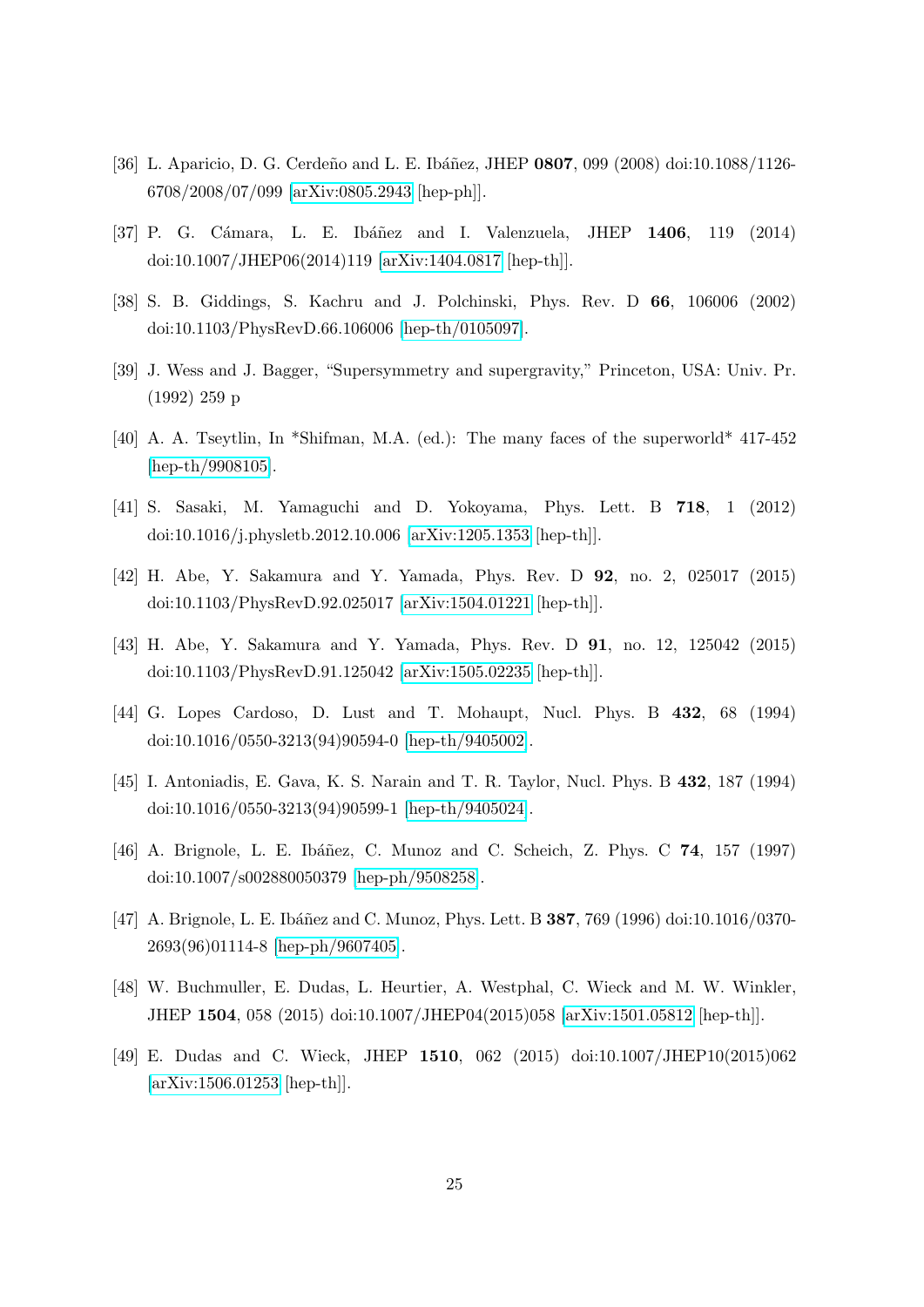[36] L. Aparicio, D. G. Cerdeño and L. E. Ibáñez, JHEP **0807**, 099 (2008) doi:10.1088/1126-6708/2008/07/099 [arXiv:0805.2943 [hep-ph]].

[37] P. G. Cámara, L. E. Ibáñez and I. Valenzuela, JHEP **1406**, 119 (2014) doi:10.1007/JHEP06(2014)119 [arXiv:1404.0817 [hep-th]].

[38] S. B. Giddings, S. Kachru and J. Polchinski, Phys. Rev. D **66**, 106006 (2002) doi:10.1103/PhysRevD.66.106006 [hep-th/0105097].

[39] J. Wess and J. Bagger, "Supersymmetry and supergravity," Princeton, USA: Univ. Pr. (1992) 259 p

[40] A. A. Tseytlin, In *Shifman, M.A. (ed.): The many faces of the superworld* 417-452 [hep-th/9908105].

[41] S. Sasaki, M. Yamaguchi and D. Yokoyama, Phys. Lett. B **718**, 1 (2012) doi:10.1016/j.physletb.2012.10.006 [arXiv:1205.1353 [hep-th]].

[42] H. Abe, Y. Sakamura and Y. Yamada, Phys. Rev. D **92**, no. 2, 025017 (2015) doi:10.1103/PhysRevD.92.025017 [arXiv:1504.01221 [hep-th]].

[43] H. Abe, Y. Sakamura and Y. Yamada, Phys. Rev. D **91**, no. 12, 125042 (2015) doi:10.1103/PhysRevD.91.125042 [arXiv:1505.02235 [hep-th]].

[44] G. Lopes Cardoso, D. Lust and T. Mohaupt, Nucl. Phys. B **432**, 68 (1994) doi:10.1016/0550-3213(94)90594-0 [hep-th/9405002].

[45] I. Antoniadis, E. Gava, K. S. Narain and T. R. Taylor, Nucl. Phys. B **432**, 187 (1994) doi:10.1016/0550-3213(94)90599-1 [hep-th/9405024].

[46] A. Brignole, L. E. Ibáñez, C. Munoz and C. Scheich, Z. Phys. C **74**, 157 (1997) doi:10.1007/s002880050379 [hep-ph/9508258].

[47] A. Brignole, L. E. Ibáñez and C. Munoz, Phys. Lett. B **387**, 769 (1996) doi:10.1016/0370-2693(96)01114-8 [hep-ph/9607405].

[48] W. Buchmuller, E. Dudas, L. Heurtier, A. Westphal, C. Wieck and M. W. Winkler, JHEP **1504**, 058 (2015) doi:10.1007/JHEP04(2015)058 [arXiv:1501.05812 [hep-th]].

[49] E. Dudas and C. Wieck, JHEP **1510**, 062 (2015) doi:10.1007/JHEP10(2015)062 [arXiv:1506.01253 [hep-th]].